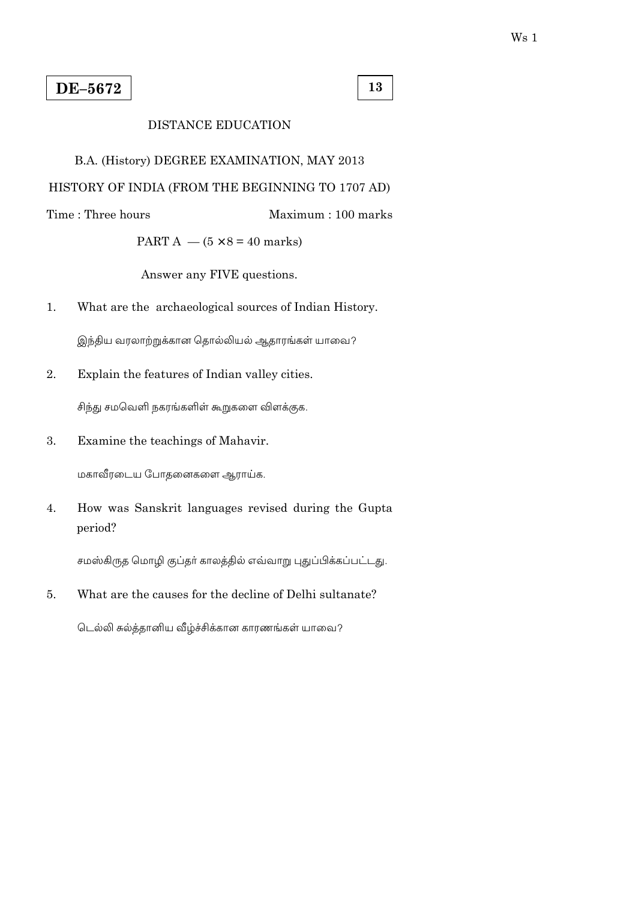**DE–5672**

**13**

DISTANCE EDUCATION

B.A. (History) DEGREE EXAMINATION, MAY 2013

HISTORY OF INDIA (FROM THE BEGINNING TO 1707 AD)

Time : Three hours                                        Maximum : 100 marks

PART A — (5 × 8 = 40 marks)

Answer any FIVE questions.

1. What are the archaeological sources of Indian History.

   இந்திய வரலாற்றுக்கான தொல்லியல் ஆதாரங்கள் யாவை?

2. Explain the features of Indian valley cities.

   சிந்து சமவெளி நகரங்களின் கூறுகளை விளக்குக.

3. Examine the teachings of Mahavir.

   மகாவீரடைய போதனைகளை ஆராய்க.

4. How was Sanskrit languages revised during the Gupta period?

   சமஸ்கிருத மொழி குப்தர் காலத்தில் எவ்வாறு புதுப்பிக்கப்பட்டது.

5. What are the causes for the decline of Delhi sultanate?

   டெல்லி சுல்த்தானிய வீழ்ச்சிக்கான காரணங்கள் யாவை?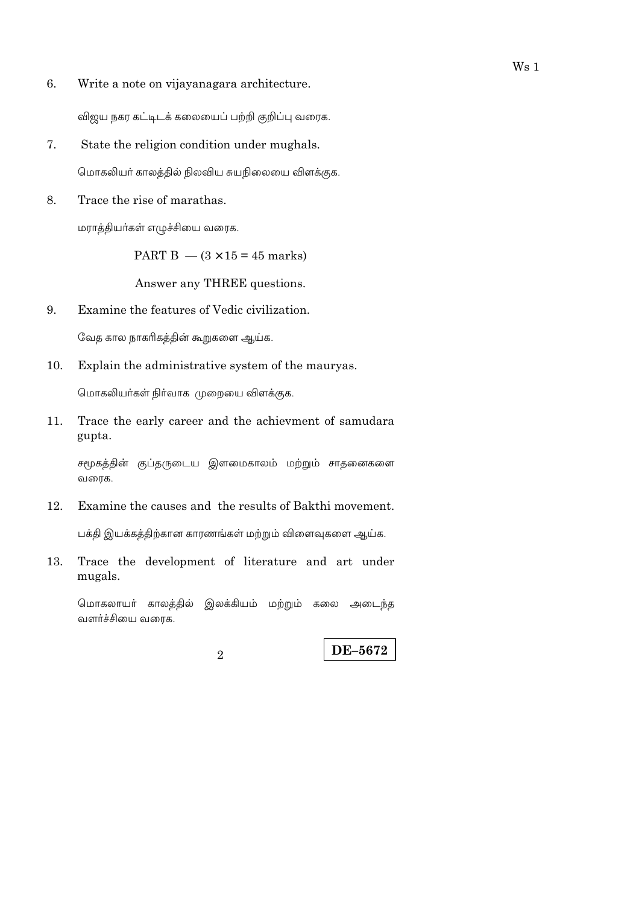6. Write a note on vijayanagara architecture.

   விஜய நகர கட்டிடக் கலையைப் பற்றி குறிப்பு வரைக.

7. State the religion condition under mughals.

   மொகலியர் காலத்தில் நிலவிய சுயநிலையை விளக்குக.

8. Trace the rise of marathas.

   மராத்தியர்கள் எழுச்சியை வரைக.

PART B — (3 × 15 = 45 marks)

Answer any THREE questions.

9. Examine the features of Vedic civilization.

   வேத கால நாகரிகத்தின் கூறுகளை ஆய்க.

10. Explain the administrative system of the mauryas.

    மொகலியர்கள் நிர்வாக முறையை விளக்குக.

11. Trace the early career and the achievment of samudara gupta.

    சமூகத்தின் குப்தருடைய இளமைகாலம் மற்றும் சாதனைகளை வரைக.

12. Examine the causes and the results of Bakthi movement.

    பக்தி இயக்கத்திற்கான காரணங்கள் மற்றும் விளைவுகளை ஆய்க.

13. Trace the development of literature and art under mugals.

    மொகலாயர் காலத்தில் இலக்கியம் மற்றும் கலை அடைந்த வளர்ச்சியை வரைக.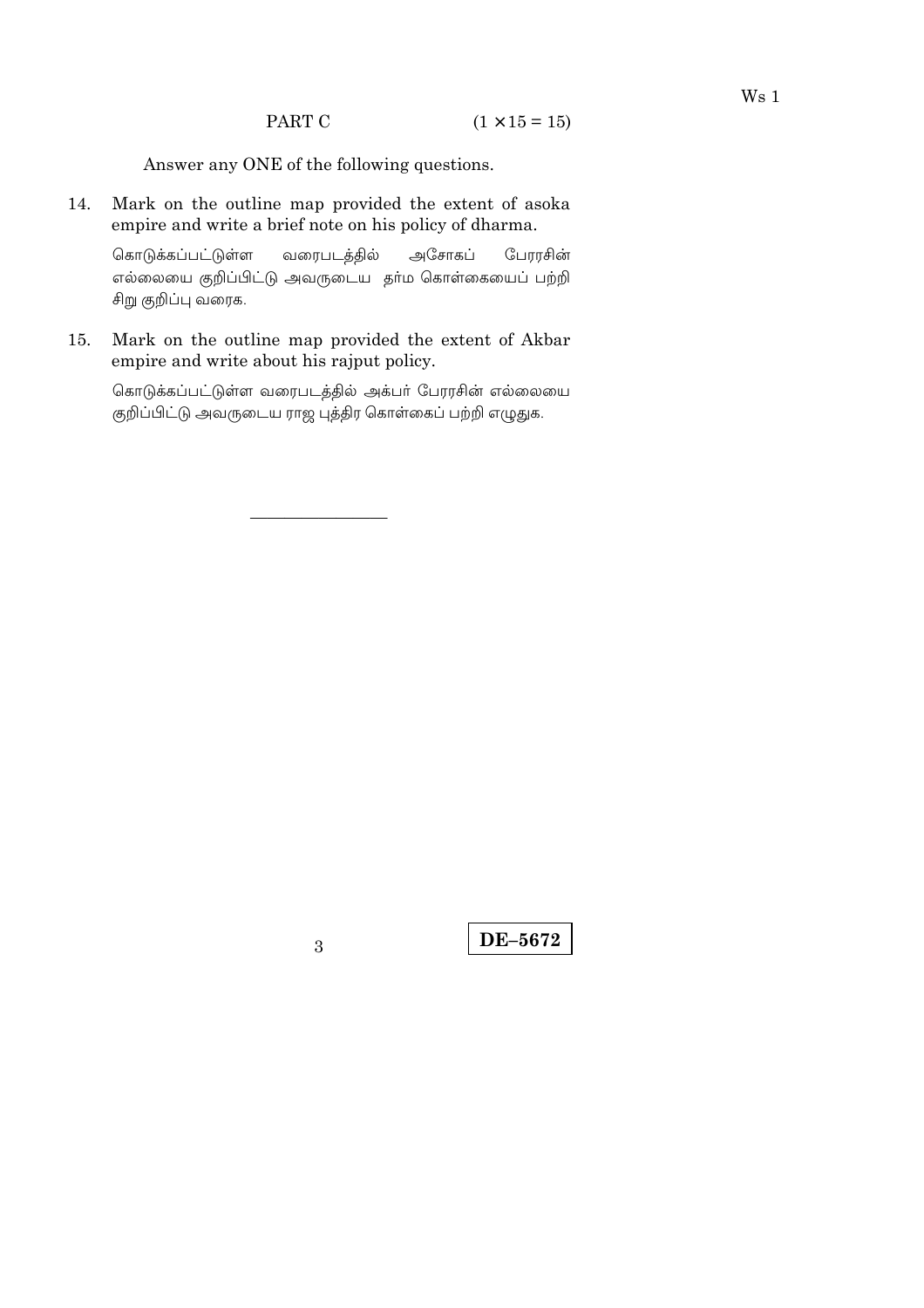## PART C $(1 \times 15 = 15)$

Answer any ONE of the following questions.

14. Mark on the outline map provided the extent of asoka empire and write a brief note on his policy of dharma.

    கொடுக்கப்பட்டுள்ள வரைபடத்தில் அசோகப் பேரரசின் எல்லையை குறிப்பிட்டு அவருடைய தர்ம கொள்கையைப் பற்றி சிறு குறிப்பு வரைக.

15. Mark on the outline map provided the extent of Akbar empire and write about his rajput policy.

    கொடுக்கப்பட்டுள்ள வரைபடத்தில் அக்பர் பேரரசின் எல்லையை குறிப்பிட்டு அவருடைய ராஜ புத்திர கொள்கைப் பற்றி எழுதுக.

---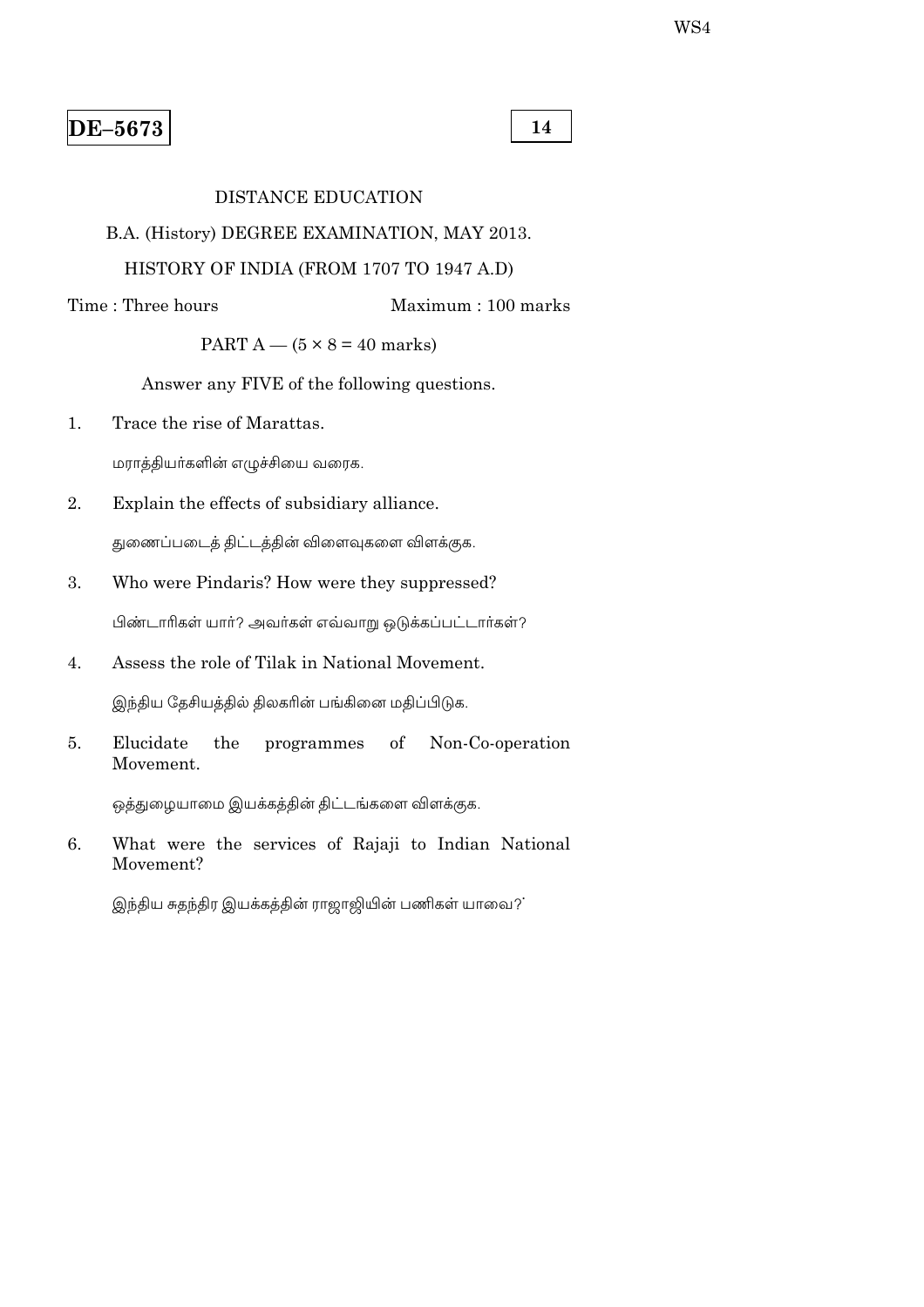**DE–5673**

**14**

DISTANCE EDUCATION

B.A. (History) DEGREE EXAMINATION, MAY 2013.

HISTORY OF INDIA (FROM 1707 TO 1947 A.D)

Time : Three hours Maximum : 100 marks

PART A — (5 × 8 = 40 marks)

Answer any FIVE of the following questions.

1. Trace the rise of Marattas.

   மராத்தியர்களின் எழுச்சியை வரைக.

2. Explain the effects of subsidiary alliance.

   துணைப்படைத் திட்டத்தின் விளைவுகளை விளக்குக.

3. Who were Pindaris? How were they suppressed?

   பிண்டாரிகள் யார்? அவர்கள் எவ்வாறு ஒடுக்கப்பட்டார்கள்?

4. Assess the role of Tilak in National Movement.

   இந்திய தேசியத்தில் திலகரின் பங்கினை மதிப்பிடுக.

5. Elucidate the programmes of Non-Co-operation Movement.

   ஒத்துழையாமை இயக்கத்தின் திட்டங்களை விளக்குக.

6. What were the services of Rajaji to Indian National Movement?

   இந்திய சுதந்திர இயக்கத்தின் ராஜாஜியின் பணிகள் யாவை?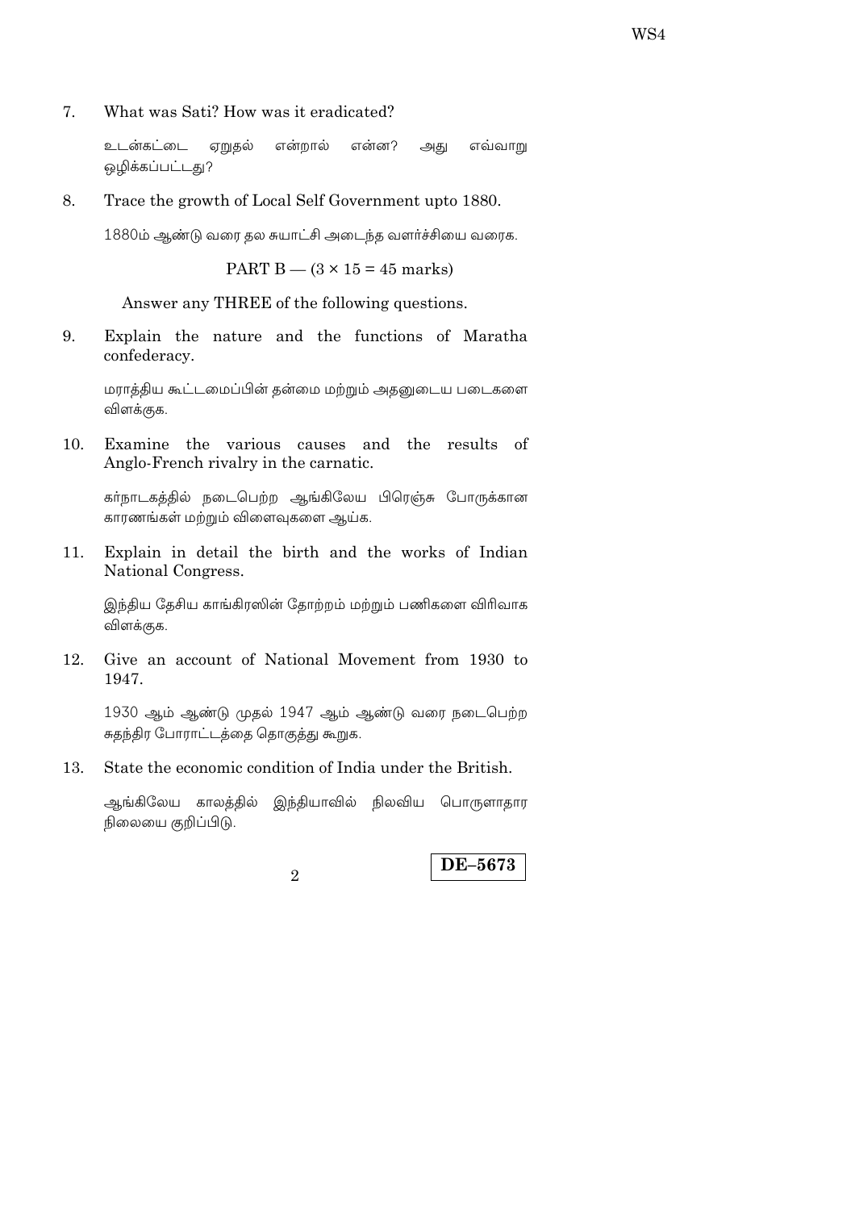7. What was Sati? How was it eradicated?

   உடன்கட்டை ஏறுதல் என்றால் என்ன? அது எவ்வாறு ஒழிக்கப்பட்டது?

8. Trace the growth of Local Self Government upto 1880.

   1880ம் ஆண்டு வரை தல சுயாட்சி அடைந்த வளர்ச்சியை வரைக.

PART B — ($3 \times 15 = 45$ marks)

Answer any THREE of the following questions.

9. Explain the nature and the functions of Maratha confederacy.

   மராத்திய கூட்டமைப்பின் தன்மை மற்றும் அதனுடைய படைகளை விளக்குக.

10. Examine the various causes and the results of Anglo-French rivalry in the carnatic.

    கர்நாடகத்தில் நடைபெற்ற ஆங்கிலேய பிரெஞ்சு போருக்கான காரணங்கள் மற்றும் விளைவுகளை ஆய்க.

11. Explain in detail the birth and the works of Indian National Congress.

    இந்திய தேசிய காங்கிரஸின் தோற்றம் மற்றும் பணிகளை விரிவாக விளக்குக.

12. Give an account of National Movement from 1930 to 1947.

    1930 ஆம் ஆண்டு முதல் 1947 ஆம் ஆண்டு வரை நடைபெற்ற சுதந்திர போராட்டத்தை தொகுத்து கூறுக.

13. State the economic condition of India under the British.

    ஆங்கிலேய காலத்தில் இந்தியாவில் நிலவிய பொருளாதார நிலையை குறிப்பிடு.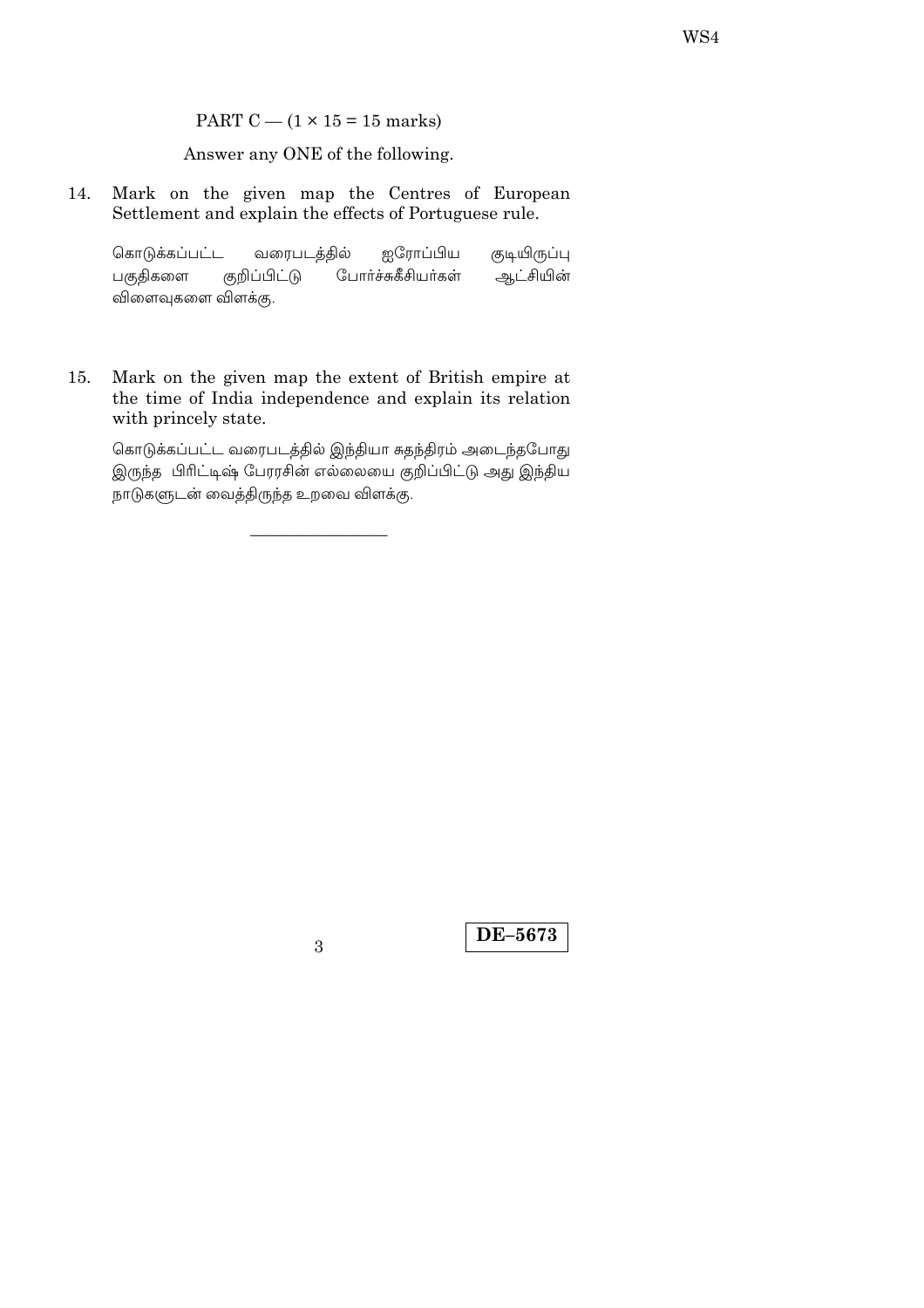PART C — (1 × 15 = 15 marks)

Answer any ONE of the following.

14. Mark on the given map the Centres of European Settlement and explain the effects of Portuguese rule.

    கொடுக்கப்பட்ட வரைபடத்தில் ஐரோப்பிய குடியிருப்பு பகுதிகளை குறிப்பிட்டு போர்ச்சுகீசியர்கள் ஆட்சியின் விளைவுகளை விளக்கு.

15. Mark on the given map the extent of British empire at the time of India independence and explain its relation with princely state.

    கொடுக்கப்பட்ட வரைபடத்தில் இந்தியா சுதந்திரம் அடைந்தபோது இருந்த பிரிட்டிஷ் பேரரசின் எல்லையை குறிப்பிட்டு அது இந்திய நாடுகளுடன் வைத்திருந்த உறவை விளக்கு.

———————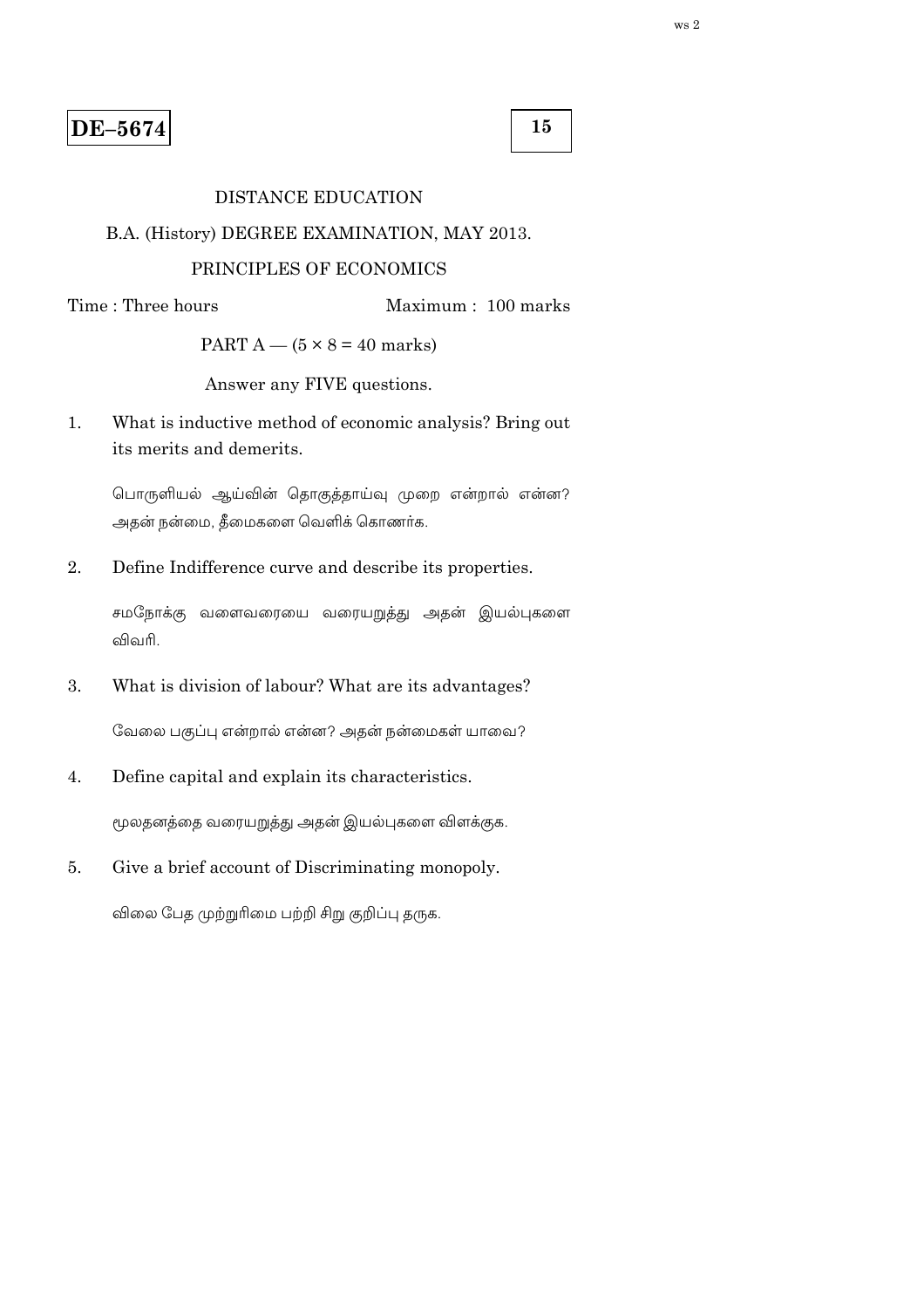**DE–5674**

**15**

DISTANCE EDUCATION

B.A. (History) DEGREE EXAMINATION, MAY 2013.

PRINCIPLES OF ECONOMICS

Time : Three hours                Maximum : 100 marks

PART A — (5 × 8 = 40 marks)

Answer any FIVE questions.

1. What is inductive method of economic analysis? Bring out its merits and demerits.

   பொருளியல் ஆய்வின் தொகுத்தாய்வு முறை என்றால் என்ன? அதன் நன்மை, தீமைகளை வெளிக் கொணர்க.

2. Define Indifference curve and describe its properties.

   சமநோக்கு வளைவரையை வரையறுத்து அதன் இயல்புகளை விவரி.

3. What is division of labour? What are its advantages?

   வேலை பகுப்பு என்றால் என்ன? அதன் நன்மைகள் யாவை?

4. Define capital and explain its characteristics.

   மூலதனத்தை வரையறுத்து அதன் இயல்புகளை விளக்குக.

5. Give a brief account of Discriminating monopoly.

   விலை பேத முற்றுரிமை பற்றி சிறு குறிப்பு தருக.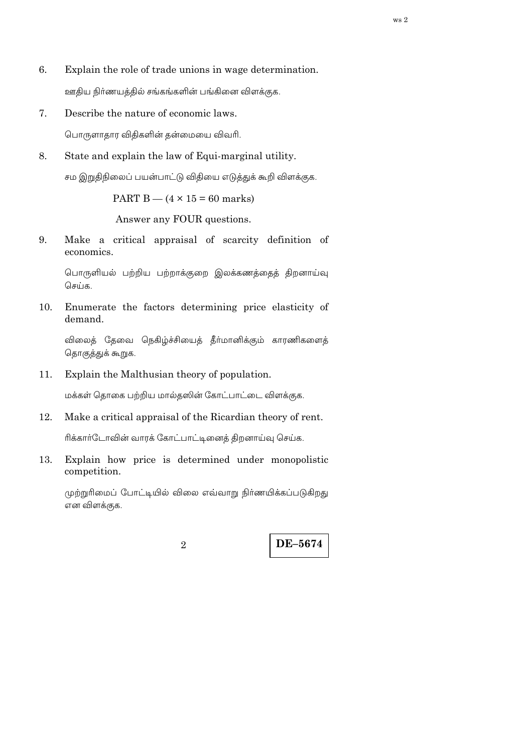6. Explain the role of trade unions in wage determination.

   ஊதிய நிர்ணயத்தில் சங்கங்களின் பங்கினை விளக்குக.

7. Describe the nature of economic laws.

   பொருளாதார விதிகளின் தன்மையை விவரி.

8. State and explain the law of Equi-marginal utility.

   சம இறுதிநிலைப் பயன்பாட்டு விதியை எடுத்துக் கூறி விளக்குக.

PART B — (4 × 15 = 60 marks)

Answer any FOUR questions.

9. Make a critical appraisal of scarcity definition of economics.

   பொருளியல் பற்றிய பற்றாக்குறை இலக்கணத்தைத் திறனாய்வு செய்க.

10. Enumerate the factors determining price elasticity of demand.

    விலைத் தேவை நெகிழ்ச்சியைத் தீர்மானிக்கும் காரணிகளைத் தொகுத்துக் கூறுக.

11. Explain the Malthusian theory of population.

    மக்கள் தொகை பற்றிய மால்தஸின் கோட்பாட்டை விளக்குக.

12. Make a critical appraisal of the Ricardian theory of rent.

    ரிக்கார்டோவின் வாரக் கோட்பாட்டினைத் திறனாய்வு செய்க.

13. Explain how price is determined under monopolistic competition.

    முற்றுரிமைப் போட்டியில் விலை எவ்வாறு நிர்ணயிக்கப்படுகிறது என விளக்குக.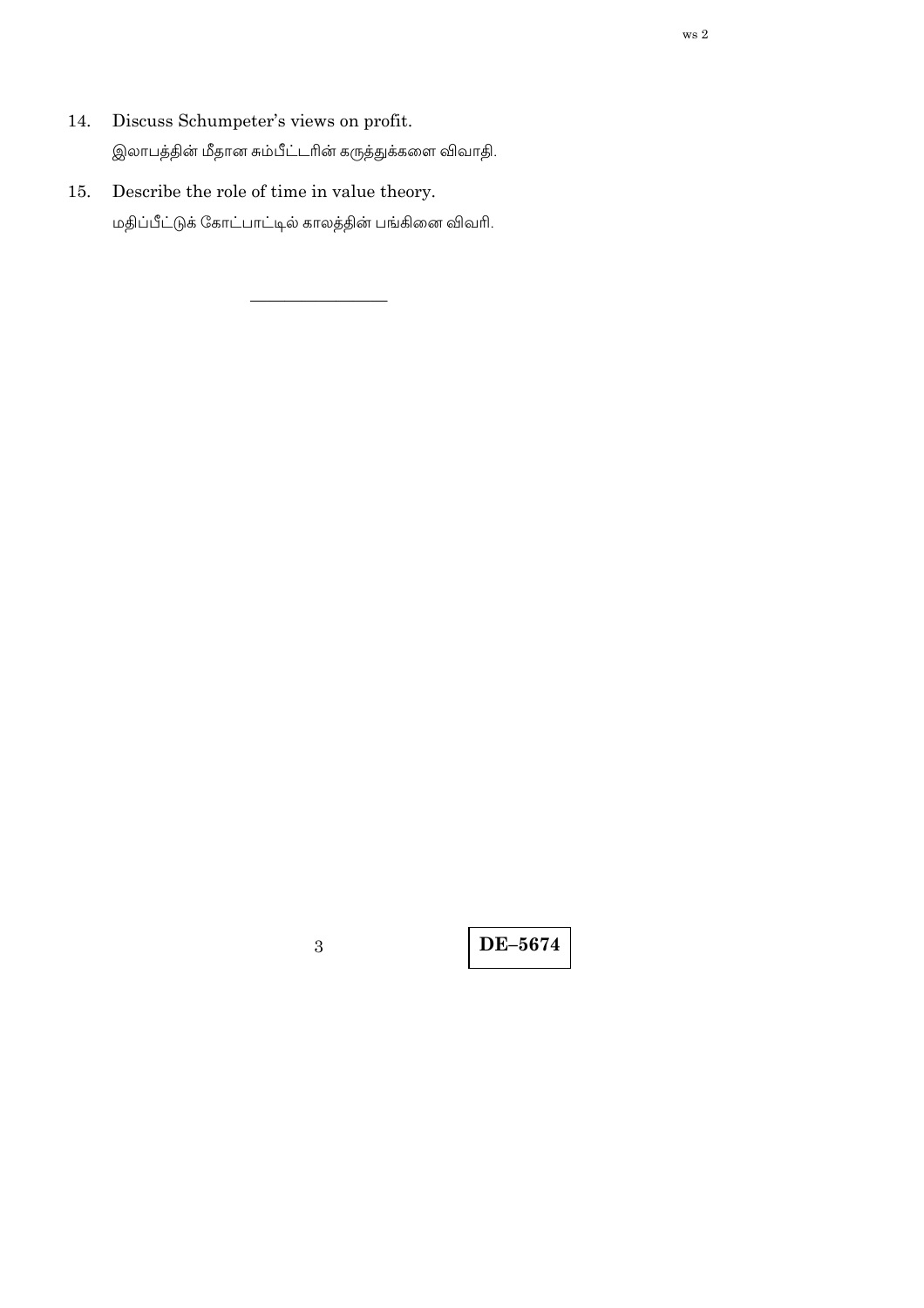14. Discuss Schumpeter's views on profit.

    இலாபத்தின் மீதான சும்பீட்டரின் கருத்துக்களை விவாதி.

15. Describe the role of time in value theory.

    மதிப்பீட்டுக் கோட்பாட்டில் காலத்தின் பங்கினை விவரி.

————————

DE–5674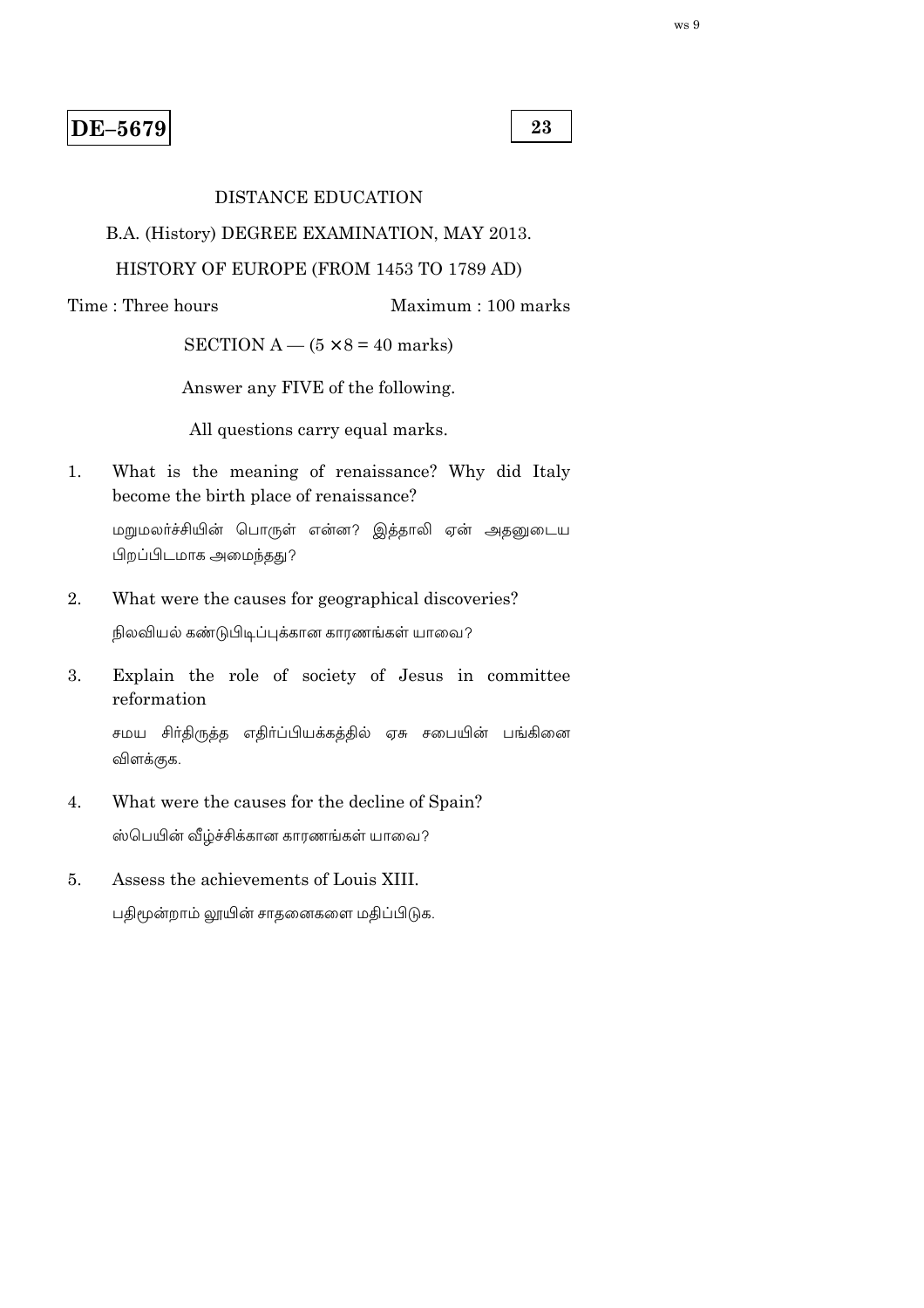**DE–5679**

**23**

DISTANCE EDUCATION

B.A. (History) DEGREE EXAMINATION, MAY 2013.

HISTORY OF EUROPE (FROM 1453 TO 1789 AD)

Time : Three hours

Maximum : 100 marks

SECTION A — ($5 \times 8 = 40$ marks)

Answer any FIVE of the following.

All questions carry equal marks.

1. What is the meaning of renaissance? Why did Italy become the birth place of renaissance?

   மறுமலர்ச்சியின் பொருள் என்ன? இத்தாலி ஏன் அதனுடைய பிறப்பிடமாக அமைந்தது?

2. What were the causes for geographical discoveries?

   நிலவியல் கண்டுபிடிப்புக்கான காரணங்கள் யாவை?

3. Explain the role of society of Jesus in committee reformation

   சமய சிர்திருத்த எதிர்ப்பியக்கத்தில் ஏசு சபையின் பங்கினை விளக்குக.

4. What were the causes for the decline of Spain?

   ஸ்பெயின் வீழ்ச்சிக்கான காரணங்கள் யாவை?

5. Assess the achievements of Louis XIII.

   பதிமூன்றாம் லூயின் சாதனைகளை மதிப்பிடுக.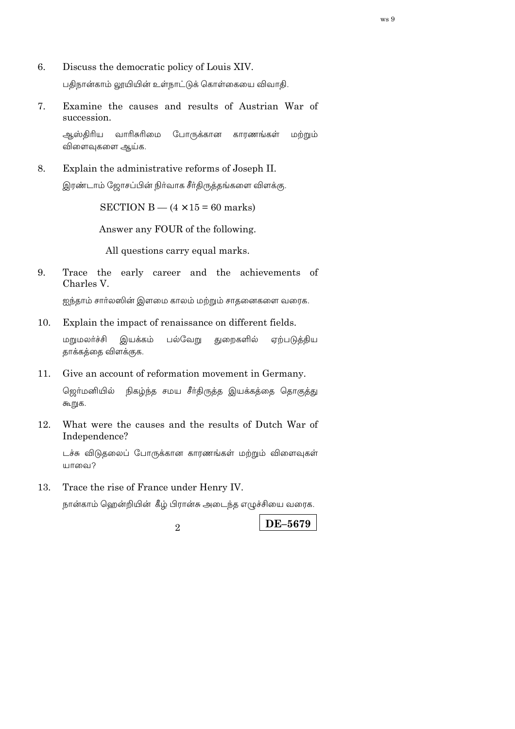6. Discuss the democratic policy of Louis XIV.

   பதிநான்காம் லூயியின் உள்நாட்டுக் கொள்கையை விவாதி.

7. Examine the causes and results of Austrian War of succession.

   ஆஸ்திரிய வாரிசுரிமை போருக்கான காரணங்கள் மற்றும் விளைவுகளை ஆய்க.

8. Explain the administrative reforms of Joseph II.

   இரண்டாம் ஜோசப்பின் நிர்வாக சீர்திருத்தங்களை விளக்கு.

SECTION B — ($4 \times 15 = 60$ marks)

Answer any FOUR of the following.

All questions carry equal marks.

9. Trace the early career and the achievements of Charles V.

   ஐந்தாம் சார்லஸின் இளமை காலம் மற்றும் சாதனைகளை வரைக.

10. Explain the impact of renaissance on different fields.

    மறுமலர்ச்சி இயக்கம் பல்வேறு துறைகளில் ஏற்படுத்திய தாக்கத்தை விளக்குக.

11. Give an account of reformation movement in Germany.

    ஜெர்மனியில் நிகழ்ந்த சமய சீர்திருத்த இயக்கத்தை தொகுத்து கூறுக.

12. What were the causes and the results of Dutch War of Independence?

    டச்சு விடுதலைப் போருக்கான காரணங்கள் மற்றும் விளைவுகள் யாவை?

13. Trace the rise of France under Henry IV.

    நான்காம் ஹென்றியின் கீழ் பிரான்சு அடைந்த எழுச்சியை வரைக.

**DE–5679**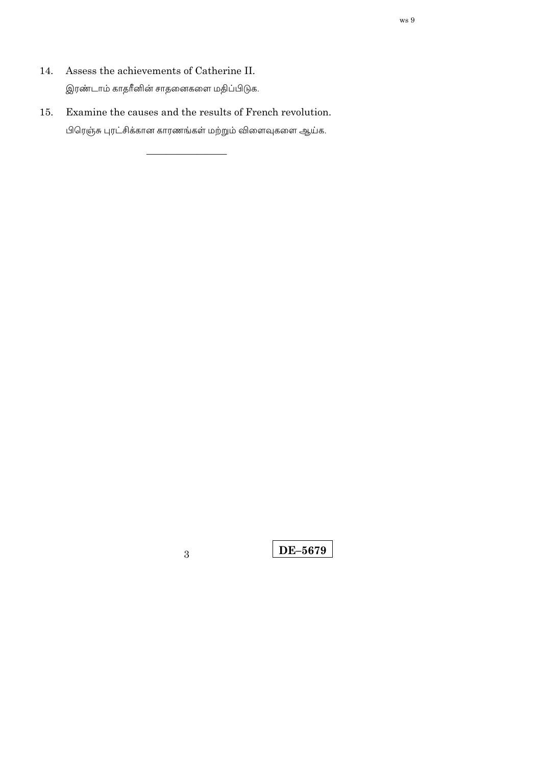14. Assess the achievements of Catherine II.

    இரண்டாம் காதரீனின் சாதனைகளை மதிப்பிடுக.

15. Examine the causes and the results of French revolution.

    பிரெஞ்சு புரட்சிக்கான காரணங்கள் மற்றும் விளைவுகளை ஆய்க.

---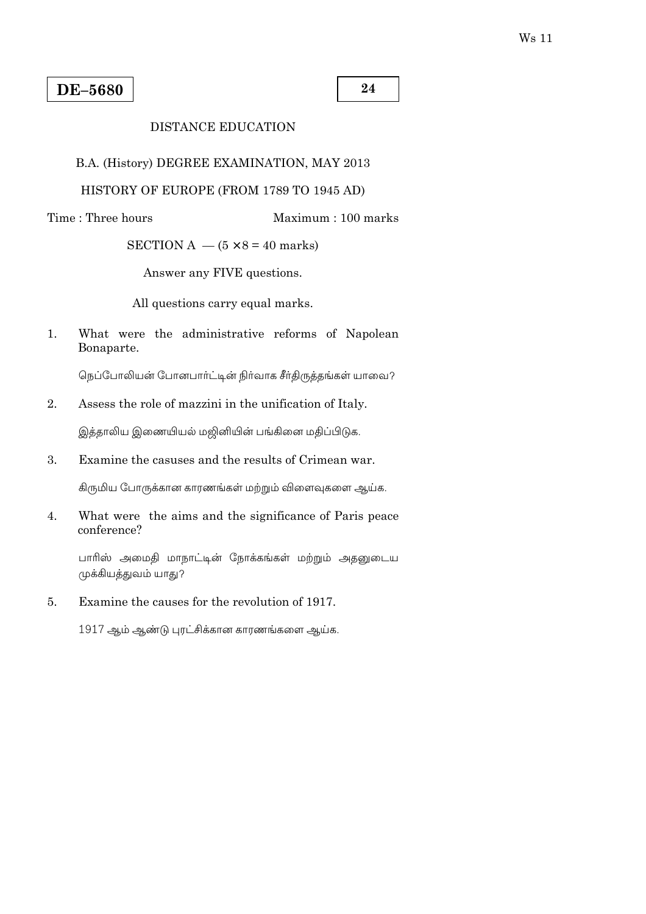Ws 11

**DE–5680**

**24**

DISTANCE EDUCATION

B.A. (History) DEGREE EXAMINATION, MAY 2013

HISTORY OF EUROPE (FROM 1789 TO 1945 AD)

Time : Three hours Maximum : 100 marks

SECTION A — ($5 \times 8 = 40$ marks)

Answer any FIVE questions.

All questions carry equal marks.

1. What were the administrative reforms of Napolean Bonaparte.

   நெப்போலியன் போனபார்ட்டின் நிர்வாக சீர்திருத்தங்கள் யாவை?

2. Assess the role of mazzini in the unification of Italy.

   இத்தாலிய இணையியல் மஜினியின் பங்கினை மதிப்பிடுக.

3. Examine the casuses and the results of Crimean war.

   கிருமிய போருக்கான காரணங்கள் மற்றும் விளைவுகளை ஆய்க.

4. What were the aims and the significance of Paris peace conference?

   பாரிஸ் அமைதி மாநாட்டின் நோக்கங்கள் மற்றும் அதனுடைய முக்கியத்துவம் யாது?

5. Examine the causes for the revolution of 1917.

   1917 ஆம் ஆண்டு புரட்சிக்கான காரணங்களை ஆய்க.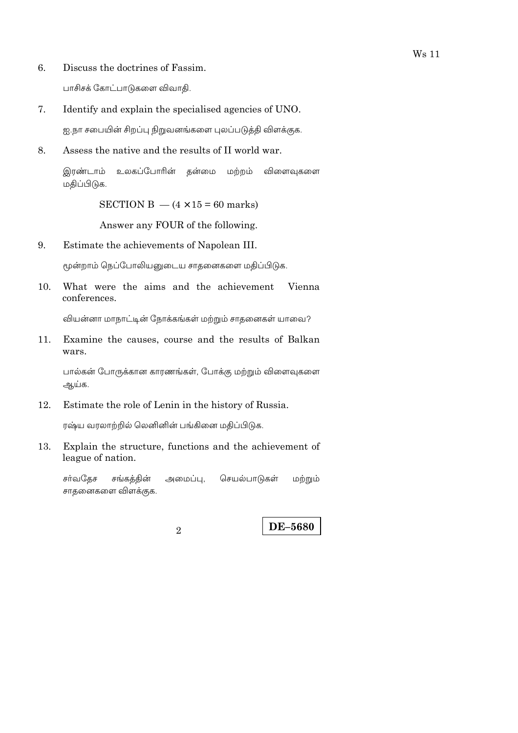6. Discuss the doctrines of Fassim.

   பாசிசக் கோட்பாடுகளை விவாதி.

7. Identify and explain the specialised agencies of UNO.

   ஐ.நா சபையின் சிறப்பு நிறுவனங்களை புலப்படுத்தி விளக்குக.

8. Assess the native and the results of II world war.

   இரண்டாம் உலகப்போரின் தன்மை மற்றும் விளைவுகளை மதிப்பிடுக.

SECTION B — (4 × 15 = 60 marks)

Answer any FOUR of the following.

9. Estimate the achievements of Napolean III.

   மூன்றாம் நெப்போலியனுடைய சாதனைகளை மதிப்பிடுக.

10. What were the aims and the achievement Vienna conferences.

    வியன்னா மாநாட்டின் நோக்கங்கள் மற்றும் சாதனைகள் யாவை?

11. Examine the causes, course and the results of Balkan wars.

    பால்கன் போருக்கான காரணங்கள், போக்கு மற்றும் விளைவுகளை ஆய்க.

12. Estimate the role of Lenin in the history of Russia.

    ரஷ்ய வரலாற்றில் லெனினின் பங்கினை மதிப்பிடுக.

13. Explain the structure, functions and the achievement of league of nation.

    சர்வதேச சங்கத்தின் அமைப்பு, செயல்பாடுகள் மற்றும் சாதனைகளை விளக்குக.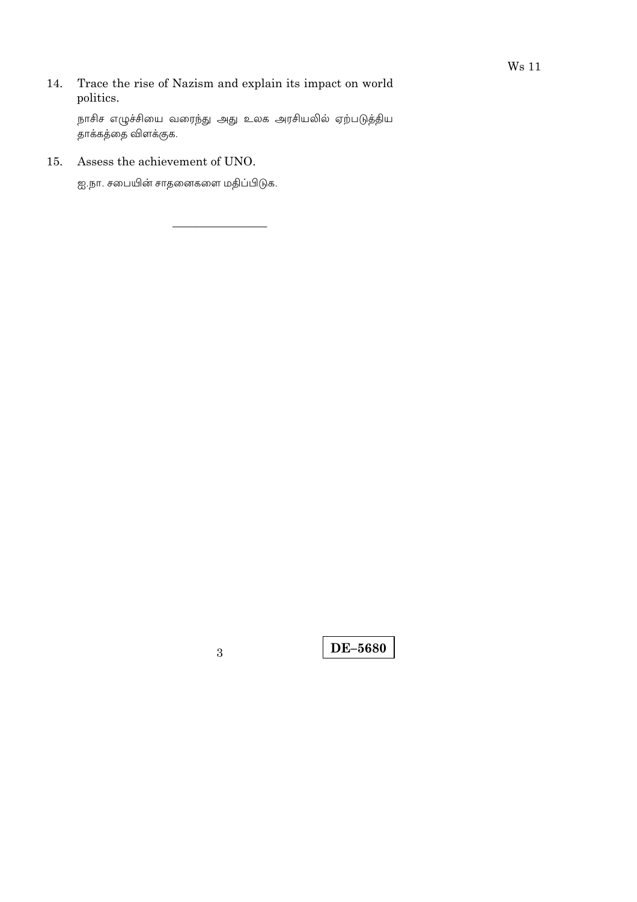14. Trace the rise of Nazism and explain its impact on world politics.

    நாசிச எழுச்சியை வரைந்து அது உலக அரசியலில் ஏற்படுத்திய தாக்கத்தை விளக்குக.

15. Assess the achievement of UNO.

    ஐ.நா. சபையின் சாதனைகளை மதிப்பிடுக.

---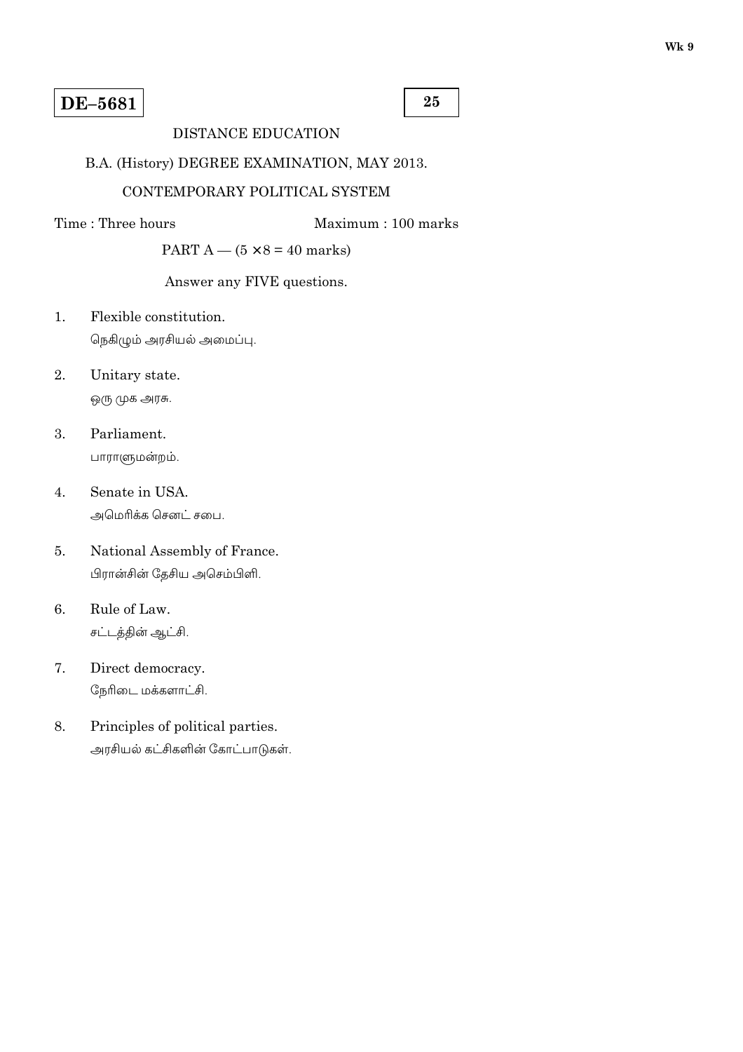**DE–5681**

**25**

DISTANCE EDUCATION

B.A. (History) DEGREE EXAMINATION, MAY 2013.

CONTEMPORARY POLITICAL SYSTEM

Time : Three hours Maximum : 100 marks

PART A — (5 × 8 = 40 marks)

Answer any FIVE questions.

1. Flexible constitution.
   நெகிழும் அரசியல் அமைப்பு.

2. Unitary state.
   ஒரு முக அரசு.

3. Parliament.
   பாராளுமன்றம்.

4. Senate in USA.
   அமெரிக்க செனட் சபை.

5. National Assembly of France.
   பிரான்சின் தேசிய அசெம்பிளி.

6. Rule of Law.
   சட்டத்தின் ஆட்சி.

7. Direct democracy.
   நேரிடை மக்களாட்சி.

8. Principles of political parties.
   அரசியல் கட்சிகளின் கோட்பாடுகள்.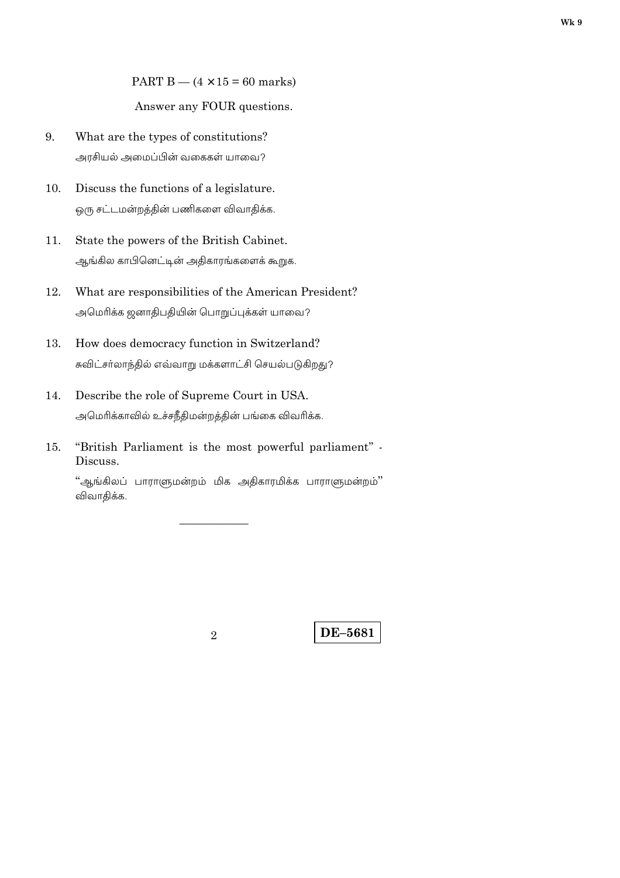PART B — $(4 \times 15 = 60$ marks)

Answer any FOUR questions.

9. What are the types of constitutions?

   அரசியல் அமைப்பின் வகைகள் யாவை?

10. Discuss the functions of a legislature.

    ஒரு சட்டமன்றத்தின் பணிகளை விவாதிக்க.

11. State the powers of the British Cabinet.

    ஆங்கில காபினெட்டின் அதிகாரங்களைக் கூறுக.

12. What are responsibilities of the American President?

    அமெரிக்க ஜனாதிபதியின் பொறுப்புக்கள் யாவை?

13. How does democracy function in Switzerland?

    சுவிட்சர்லாந்தில் எவ்வாறு மக்களாட்சி செயல்படுகிறது?

14. Describe the role of Supreme Court in USA.

    அமெரிக்காவில் உச்சநீதிமன்றத்தின் பங்கை விவரிக்க.

15. "British Parliament is the most powerful parliament" - Discuss.

    "ஆங்கிலப் பாராளுமன்றம் மிக அதிகாரமிக்க பாராளுமன்றம்" விவாதிக்க.

————————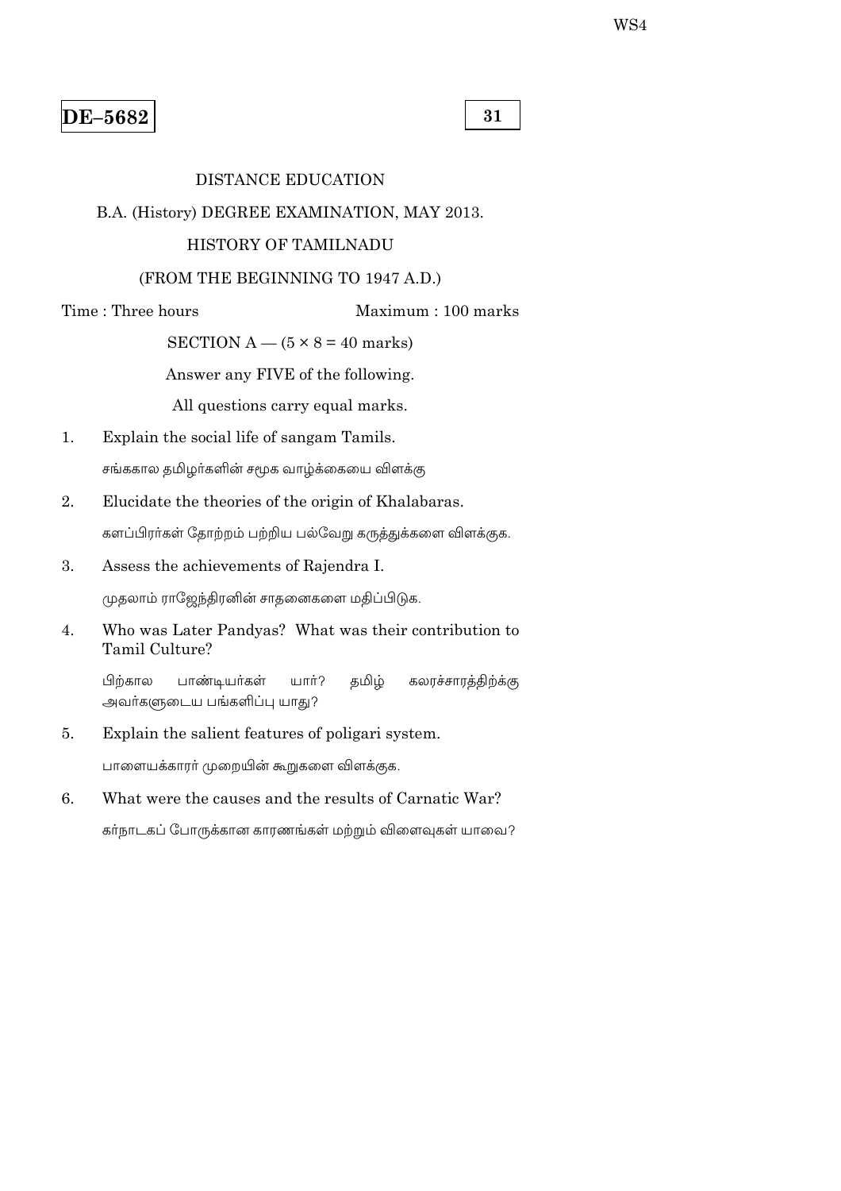**DE–5682**

**31**

DISTANCE EDUCATION

B.A. (History) DEGREE EXAMINATION, MAY 2013.

HISTORY OF TAMILNADU

(FROM THE BEGINNING TO 1947 A.D.)

Time : Three hours Maximum : 100 marks

SECTION A — (5 × 8 = 40 marks)

Answer any FIVE of the following.

All questions carry equal marks.

1. Explain the social life of sangam Tamils.

   சங்ககால தமிழர்களின் சமூக வாழ்க்கையை விளக்கு

2. Elucidate the theories of the origin of Khalabaras.

   களப்பிரர்கள் தோற்றம் பற்றிய பல்வேறு கருத்துக்களை விளக்குக.

3. Assess the achievements of Rajendra I.

   முதலாம் ராஜேந்திரனின் சாதனைகளை மதிப்பிடுக.

4. Who was Later Pandyas? What was their contribution to Tamil Culture?

   பிற்கால பாண்டியர்கள் யார்? தமிழ் கலரச்சாரத்திற்கு அவர்களுடைய பங்களிப்பு யாது?

5. Explain the salient features of poligari system.

   பாளையக்காரர் முறையின் கூறுகளை விளக்குக.

6. What were the causes and the results of Carnatic War?

   கர்நாடகப் போருக்கான காரணங்கள் மற்றும் விளைவுகள் யாவை?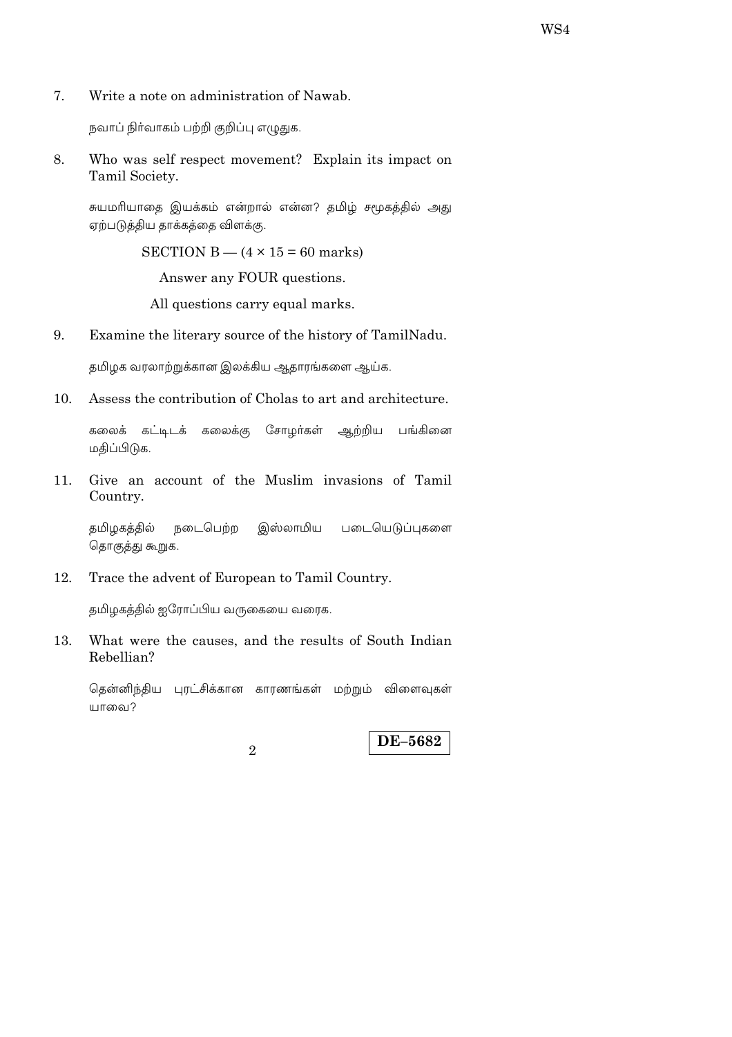7. Write a note on administration of Nawab.

   நவாப் நிர்வாகம் பற்றி குறிப்பு எழுதுக.

8. Who was self respect movement? Explain its impact on Tamil Society.

   சுயமரியாதை இயக்கம் என்றால் என்ன? தமிழ் சமூகத்தில் அது ஏற்படுத்திய தாக்கத்தை விளக்கு.

SECTION B — (4 × 15 = 60 marks)

Answer any FOUR questions.

All questions carry equal marks.

9. Examine the literary source of the history of TamilNadu.

   தமிழக வரலாற்றுக்கான இலக்கிய ஆதாரங்களை ஆய்க.

10. Assess the contribution of Cholas to art and architecture.

    கலைக் கட்டிடக் கலைக்கு சோழர்கள் ஆற்றிய பங்கினை மதிப்பிடுக.

11. Give an account of the Muslim invasions of Tamil Country.

    தமிழகத்தில் நடைபெற்ற இஸ்லாமிய படையெடுப்புகளை தொகுத்து கூறுக.

12. Trace the advent of European to Tamil Country.

    தமிழகத்தில் ஐரோப்பிய வருகையை வரைக.

13. What were the causes, and the results of South Indian Rebellian?

    தென்னிந்திய புரட்சிக்கான காரணங்கள் மற்றும் விளைவுகள் யாவை?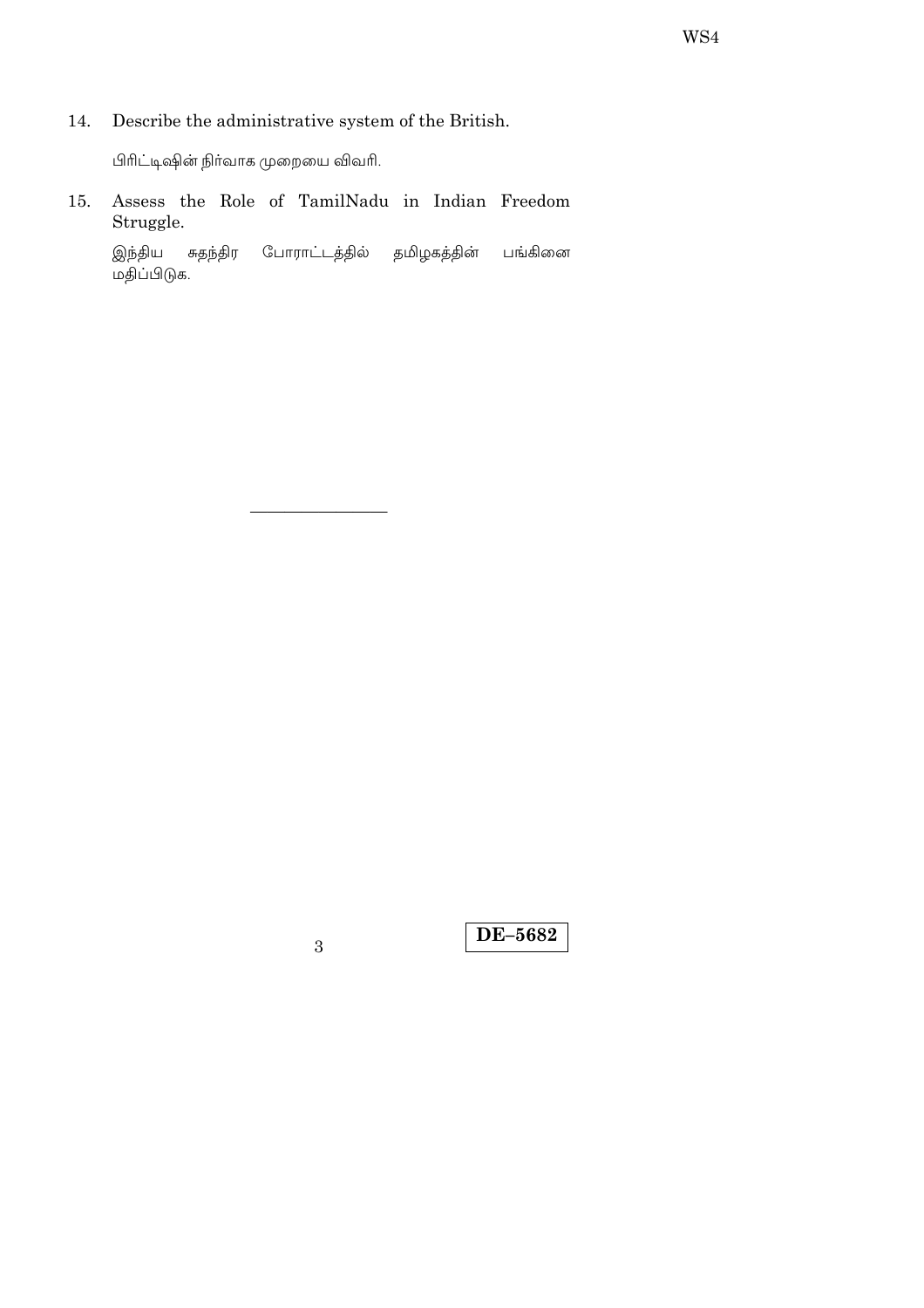14. Describe the administrative system of the British.

    பிரிட்டிஷின் நிர்வாக முறையை விவரி.

15. Assess the Role of TamilNadu in Indian Freedom Struggle.

    இந்திய சுதந்திர போராட்டத்தில் தமிழகத்தின் பங்கினை மதிப்பிடுக.

————————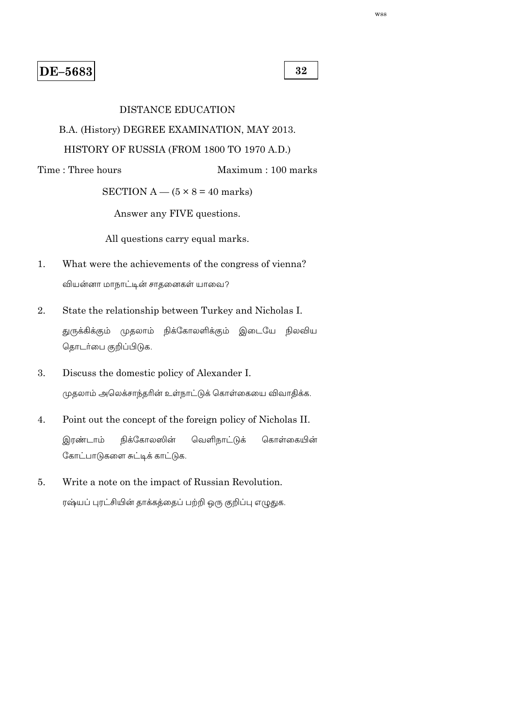**DE–5683**

**32**

DISTANCE EDUCATION

B.A. (History) DEGREE EXAMINATION, MAY 2013.

HISTORY OF RUSSIA (FROM 1800 TO 1970 A.D.)

Time : Three hours Maximum : 100 marks

SECTION A — ($5 \times 8 = 40$ marks)

Answer any FIVE questions.

All questions carry equal marks.

1. What were the achievements of the congress of vienna?

   வியன்னா மாநாட்டின் சாதனைகள் யாவை?

2. State the relationship between Turkey and Nicholas I.

   துருக்கிக்கும் முதலாம் நிக்கோலஸிக்கும் இடையே நிலவிய தொடர்பை குறிப்பிடுக.

3. Discuss the domestic policy of Alexander I.

   முதலாம் அலெக்சாந்தரின் உள்நாட்டுக் கொள்கையை விவாதிக்க.

4. Point out the concept of the foreign policy of Nicholas II.

   இரண்டாம் நிக்கோலஸின் வெளிநாட்டுக் கொள்கையின் கோட்பாடுகளை சுட்டிக் காட்டுக.

5. Write a note on the impact of Russian Revolution.

   ரஷ்யப் புரட்சியின் தாக்கத்தைப் பற்றி ஒரு குறிப்பு எழுதுக.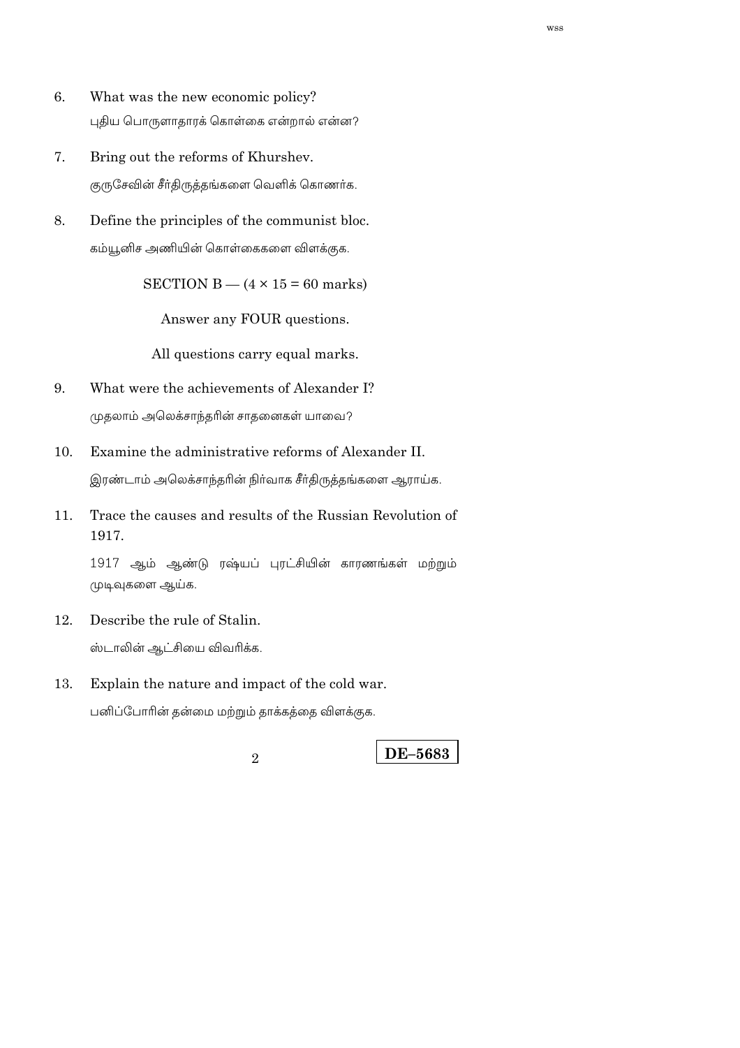6. What was the new economic policy?

   புதிய பொருளாதாரக் கொள்கை என்றால் என்ன?

7. Bring out the reforms of Khurshev.

   குருசேவின் சீர்திருத்தங்களை வெளிக் கொணர்க.

8. Define the principles of the communist bloc.

   கம்யூனிச அணியின் கொள்கைகளை விளக்குக.

SECTION B — (4 × 15 = 60 marks)

Answer any FOUR questions.

All questions carry equal marks.

9. What were the achievements of Alexander I?

   முதலாம் அலெக்சாந்தரின் சாதனைகள் யாவை?

10. Examine the administrative reforms of Alexander II.

    இரண்டாம் அலெக்சாந்தரின் நிர்வாக சீர்திருத்தங்களை ஆராய்க.

11. Trace the causes and results of the Russian Revolution of 1917.

    1917 ஆம் ஆண்டு ரஷ்யப் புரட்சியின் காரணங்கள் மற்றும் முடிவுகளை ஆய்க.

12. Describe the rule of Stalin.

    ஸ்டாலின் ஆட்சியை விவரிக்க.

13. Explain the nature and impact of the cold war.

    பனிப்போரின் தன்மை மற்றும் தாக்கத்தை விளக்குக.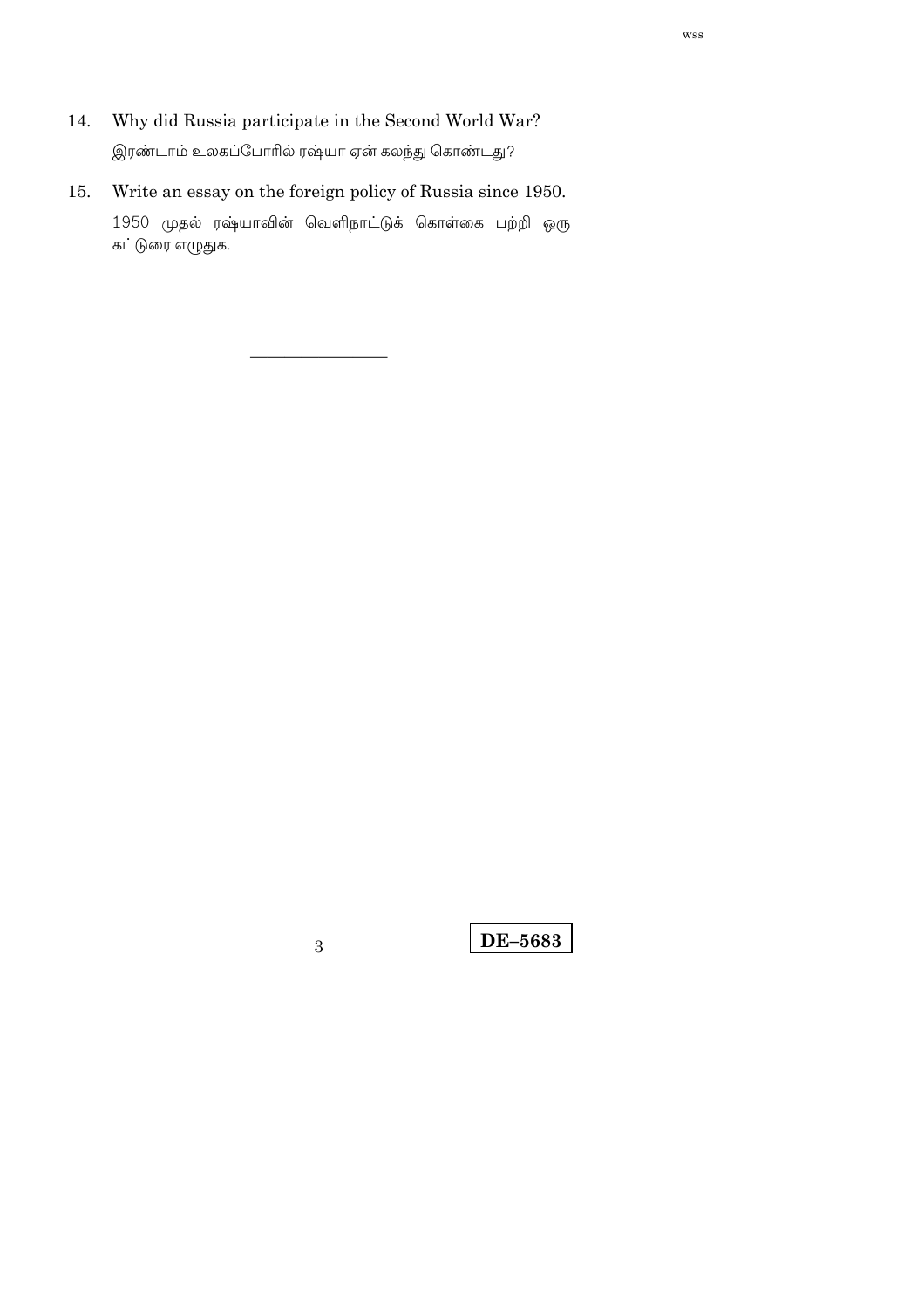14. Why did Russia participate in the Second World War?

    இரண்டாம் உலகப்போரில் ரஷ்யா ஏன் கலந்து கொண்டது?

15. Write an essay on the foreign policy of Russia since 1950.

    1950 முதல் ரஷ்யாவின் வெளிநாட்டுக் கொள்கை பற்றி ஒரு கட்டுரை எழுதுக.

---

**DE–5683**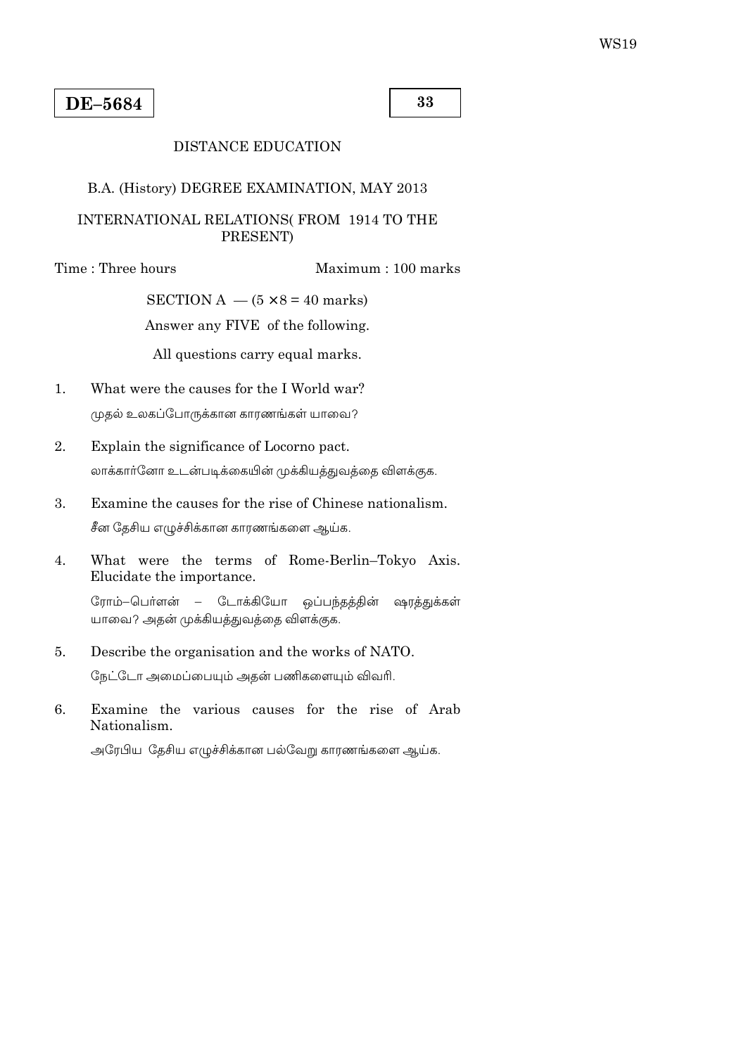WS19

**DE–5684**

**33**

DISTANCE EDUCATION

B.A. (History) DEGREE EXAMINATION, MAY 2013

INTERNATIONAL RELATIONS( FROM 1914 TO THE PRESENT)

Time : Three hours — Maximum : 100 marks

SECTION A — (5 × 8 = 40 marks)

Answer any FIVE of the following.

All questions carry equal marks.

1. What were the causes for the I World war?

   முதல் உலகப்போருக்கான காரணங்கள் யாவை?

2. Explain the significance of Locorno pact.

   லாக்கார்னோ உடன்படிக்கையின் முக்கியத்துவத்தை விளக்குக.

3. Examine the causes for the rise of Chinese nationalism.

   சீன தேசிய எழுச்சிக்கான காரணங்களை ஆய்க.

4. What were the terms of Rome-Berlin–Tokyo Axis. Elucidate the importance.

   ரோம்–பெர்ளன் – டோக்கியோ ஒப்பந்தத்தின் ஷரத்துக்கள் யாவை? அதன் முக்கியத்துவத்தை விளக்குக.

5. Describe the organisation and the works of NATO.

   நேட்டோ அமைப்பையும் அதன் பணிகளையும் விவரி.

6. Examine the various causes for the rise of Arab Nationalism.

   அரேபிய தேசிய எழுச்சிக்கான பல்வேறு காரணங்களை ஆய்க.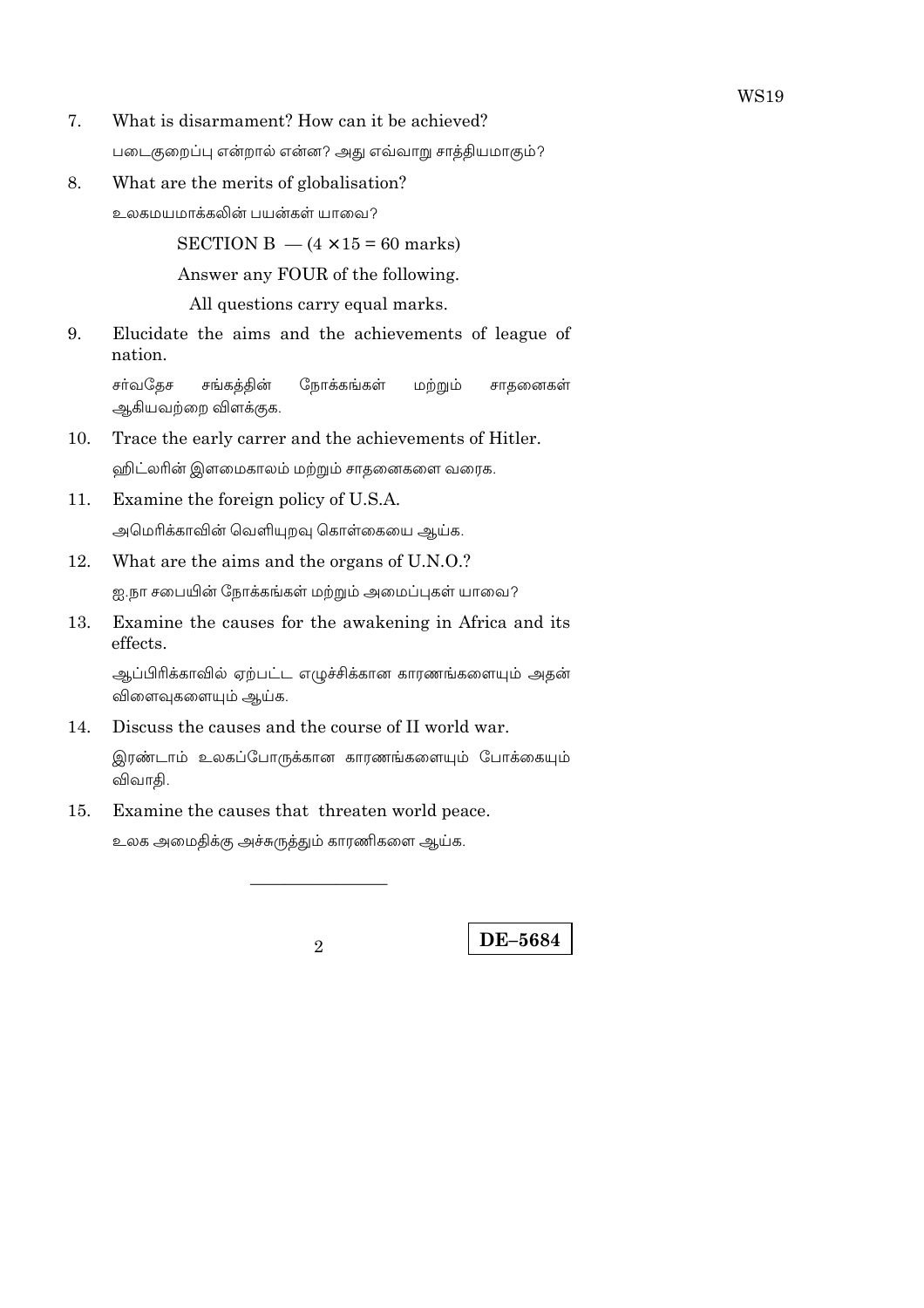7. What is disarmament? How can it be achieved?

   படைகுறைப்பு என்றால் என்ன? அது எவ்வாறு சாத்தியமாகும்?

8. What are the merits of globalisation?

   உலகமயமாக்கலின் பயன்கள் யாவை?

SECTION B — ($4 \times 15 = 60$ marks)

Answer any FOUR of the following.

All questions carry equal marks.

9. Elucidate the aims and the achievements of league of nation.

   சர்வதேச சங்கத்தின் நோக்கங்கள் மற்றும் சாதனைகள் ஆகியவற்றை விளக்குக.

10. Trace the early carrer and the achievements of Hitler.

    ஹிட்லரின் இளமைகாலம் மற்றும் சாதனைகளை வரைக.

11. Examine the foreign policy of U.S.A.

    அமெரிக்காவின் வெளியுறவு கொள்கையை ஆய்க.

12. What are the aims and the organs of U.N.O.?

    ஐ.நா சபையின் நோக்கங்கள் மற்றும் அமைப்புகள் யாவை?

13. Examine the causes for the awakening in Africa and its effects.

    ஆப்பிரிக்காவில் ஏற்பட்ட எழுச்சிக்கான காரணங்களையும் அதன் விளைவுகளையும் ஆய்க.

14. Discuss the causes and the course of II world war.

    இரண்டாம் உலகப்போருக்கான காரணங்களையும் போக்கையும் விவாதி.

15. Examine the causes that threaten world peace.

    உலக அமைதிக்கு அச்சுறுத்தும் காரணிகளை ஆய்க.

---

DE–5684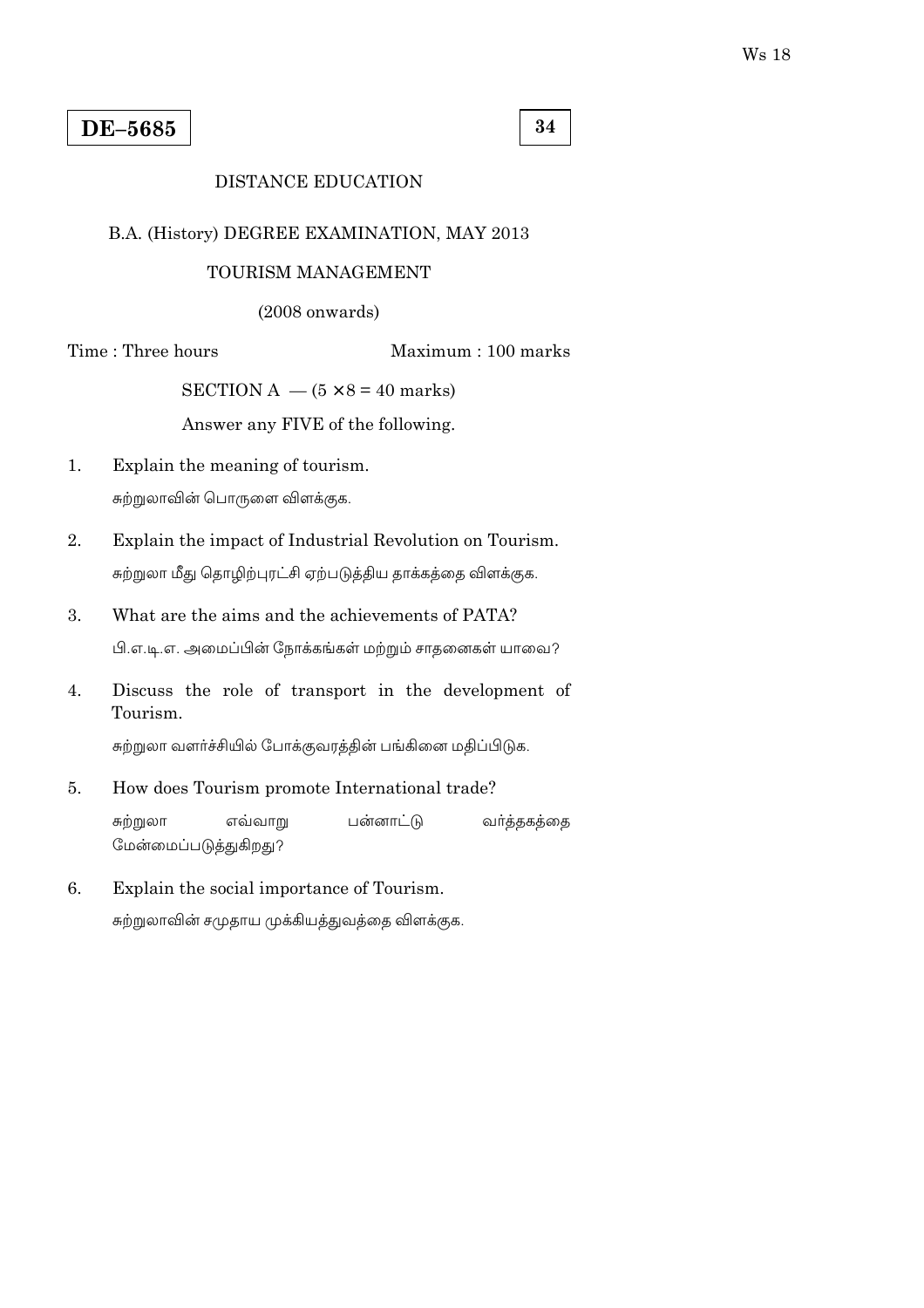Ws 18

**DE–5685**

**34**

DISTANCE EDUCATION

B.A. (History) DEGREE EXAMINATION, MAY 2013

TOURISM MANAGEMENT

(2008 onwards)

Time : Three hours Maximum : 100 marks

SECTION A — ($5 \times 8 = 40$ marks)

Answer any FIVE of the following.

1. Explain the meaning of tourism.

   சுற்றுலாவின் பொருளை விளக்குக.

2. Explain the impact of Industrial Revolution on Tourism.

   சுற்றுலா மீது தொழிற்புரட்சி ஏற்படுத்திய தாக்கத்தை விளக்குக.

3. What are the aims and the achievements of PATA?

   பி.எ.டி.எ. அமைப்பின் நோக்கங்கள் மற்றும் சாதனைகள் யாவை?

4. Discuss the role of transport in the development of Tourism.

   சுற்றுலா வளர்ச்சியில் போக்குவரத்தின் பங்கினை மதிப்பிடுக.

5. How does Tourism promote International trade?

   சுற்றுலா எவ்வாறு பன்னாட்டு வர்த்தகத்தை மேன்மைப்படுத்துகிறது?

6. Explain the social importance of Tourism.

   சுற்றுலாவின் சமுதாய முக்கியத்துவத்தை விளக்குக.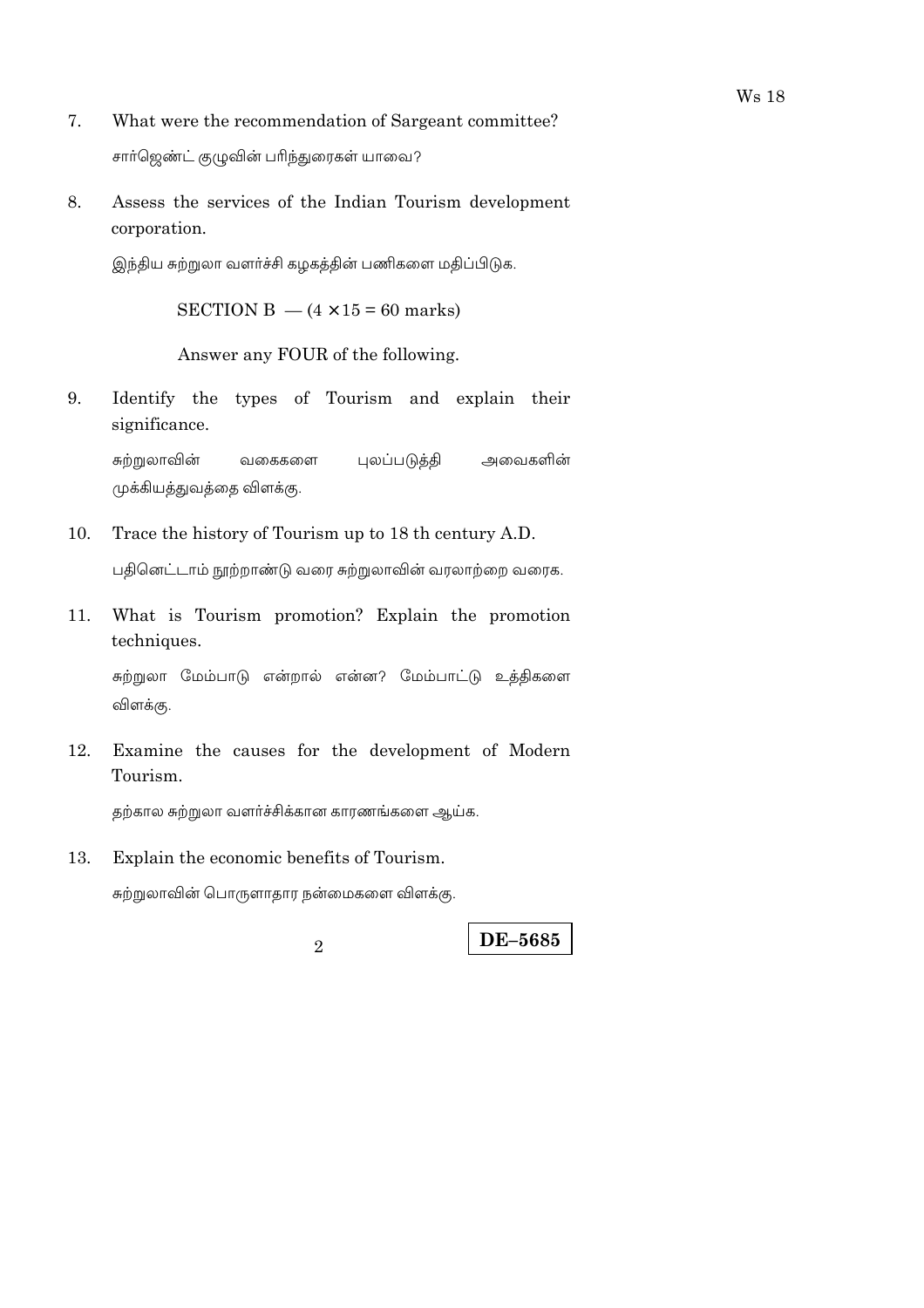7. What were the recommendation of Sargeant committee?

   சார்ஜெண்ட் குழுவின் பரிந்துரைகள் யாவை?

8. Assess the services of the Indian Tourism development corporation.

   இந்திய சுற்றுலா வளர்ச்சி கழகத்தின் பணிகளை மதிப்பிடுக.

SECTION B — (4 × 15 = 60 marks)

Answer any FOUR of the following.

9. Identify the types of Tourism and explain their significance.

   சுற்றுலாவின் வகைகளை புலப்படுத்தி அவைகளின் முக்கியத்துவத்தை விளக்கு.

10. Trace the history of Tourism up to 18 th century A.D.

    பதினெட்டாம் நூற்றாண்டு வரை சுற்றுலாவின் வரலாற்றை வரைக.

11. What is Tourism promotion? Explain the promotion techniques.

    சுற்றுலா மேம்பாடு என்றால் என்ன? மேம்பாட்டு உத்திகளை விளக்கு.

12. Examine the causes for the development of Modern Tourism.

    தற்கால சுற்றுலா வளர்ச்சிக்கான காரணங்களை ஆய்க.

13. Explain the economic benefits of Tourism.

    சுற்றுலாவின் பொருளாதார நன்மைகளை விளக்கு.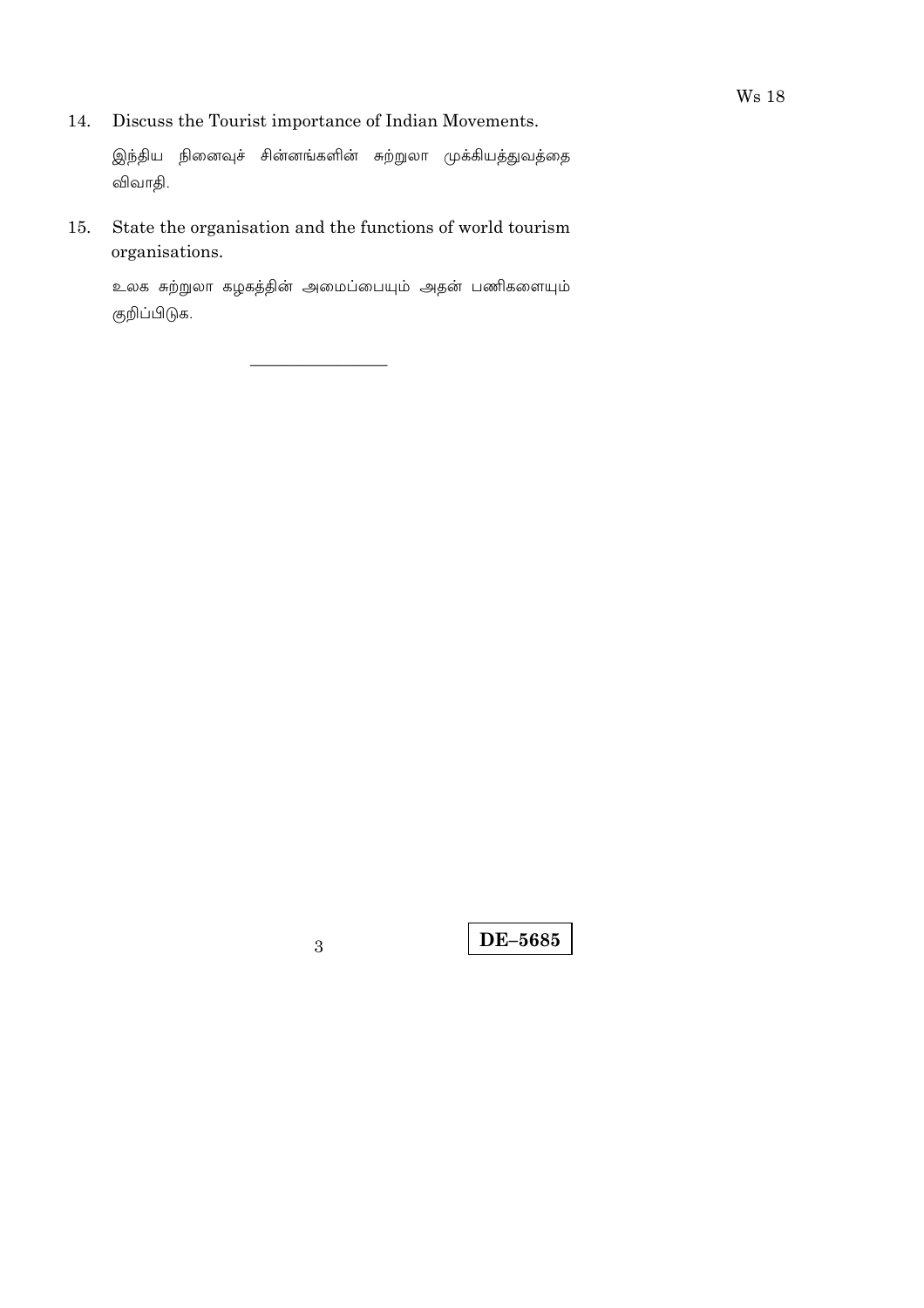14. Discuss the Tourist importance of Indian Movements.

    இந்திய நினைவுச் சின்னங்களின் சுற்றுலா முக்கியத்துவத்தை விவாதி.

15. State the organisation and the functions of world tourism organisations.

    உலக சுற்றுலா கழகத்தின் அமைப்பையும் அதன் பணிகளையும் குறிப்பிடுக.

---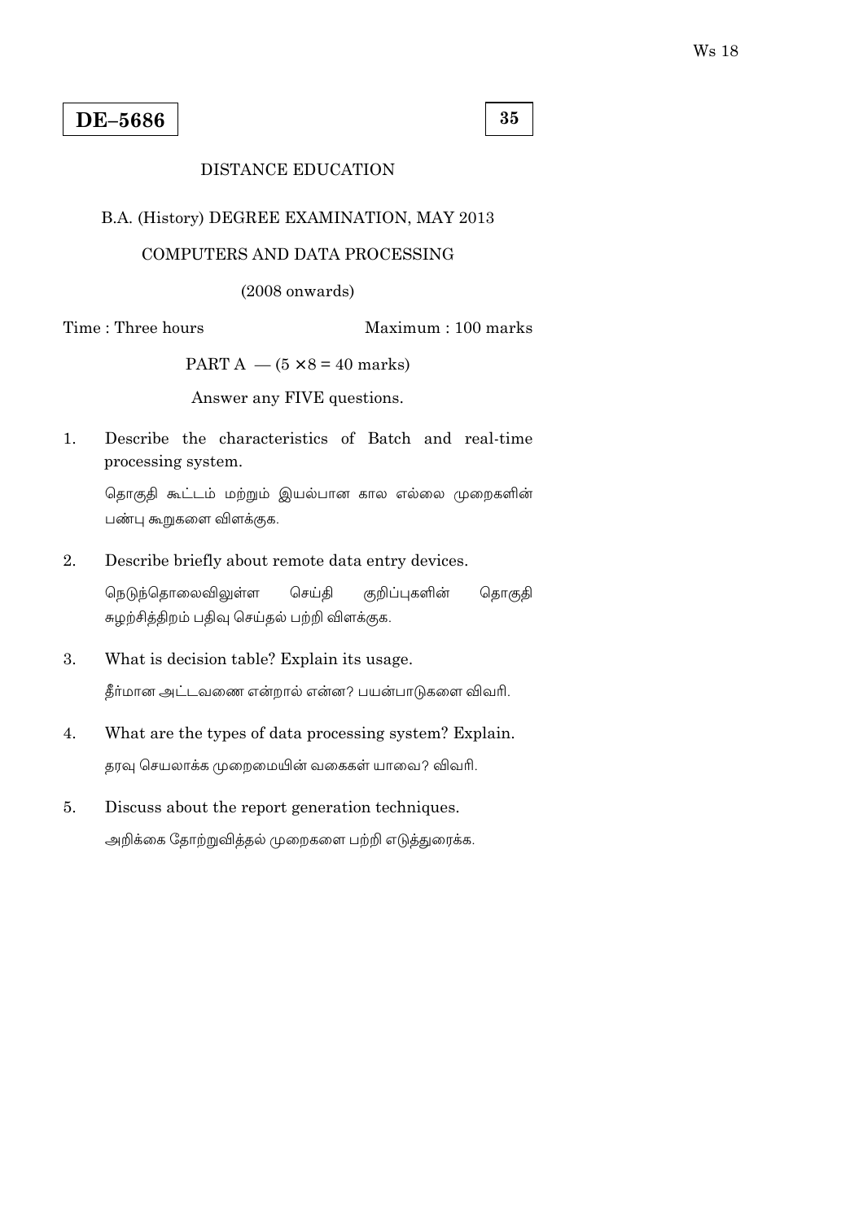**Ws 18**

**DE–5686**

**35**

DISTANCE EDUCATION

B.A. (History) DEGREE EXAMINATION, MAY 2013

COMPUTERS AND DATA PROCESSING

(2008 onwards)

Time : Three hours  Maximum : 100 marks

PART A — (5 × 8 = 40 marks)

Answer any FIVE questions.

1. Describe the characteristics of Batch and real-time processing system.

   தொகுதி கூட்டம் மற்றும் இயல்பான கால எல்லை முறைகளின் பண்பு கூறுகளை விளக்குக.

2. Describe briefly about remote data entry devices.

   நெடுந்தொலைவிலுள்ள செய்தி குறிப்புகளின் தொகுதி சுழற்சித்திறம் பதிவு செய்தல் பற்றி விளக்குக.

3. What is decision table? Explain its usage.

   தீர்மான அட்டவணை என்றால் என்ன? பயன்பாடுகளை விவரி.

4. What are the types of data processing system? Explain.

   தரவு செயலாக்க முறைமையின் வகைகள் யாவை? விவரி.

5. Discuss about the report generation techniques.

   அறிக்கை தோற்றுவித்தல் முறைகளை பற்றி எடுத்துரைக்க.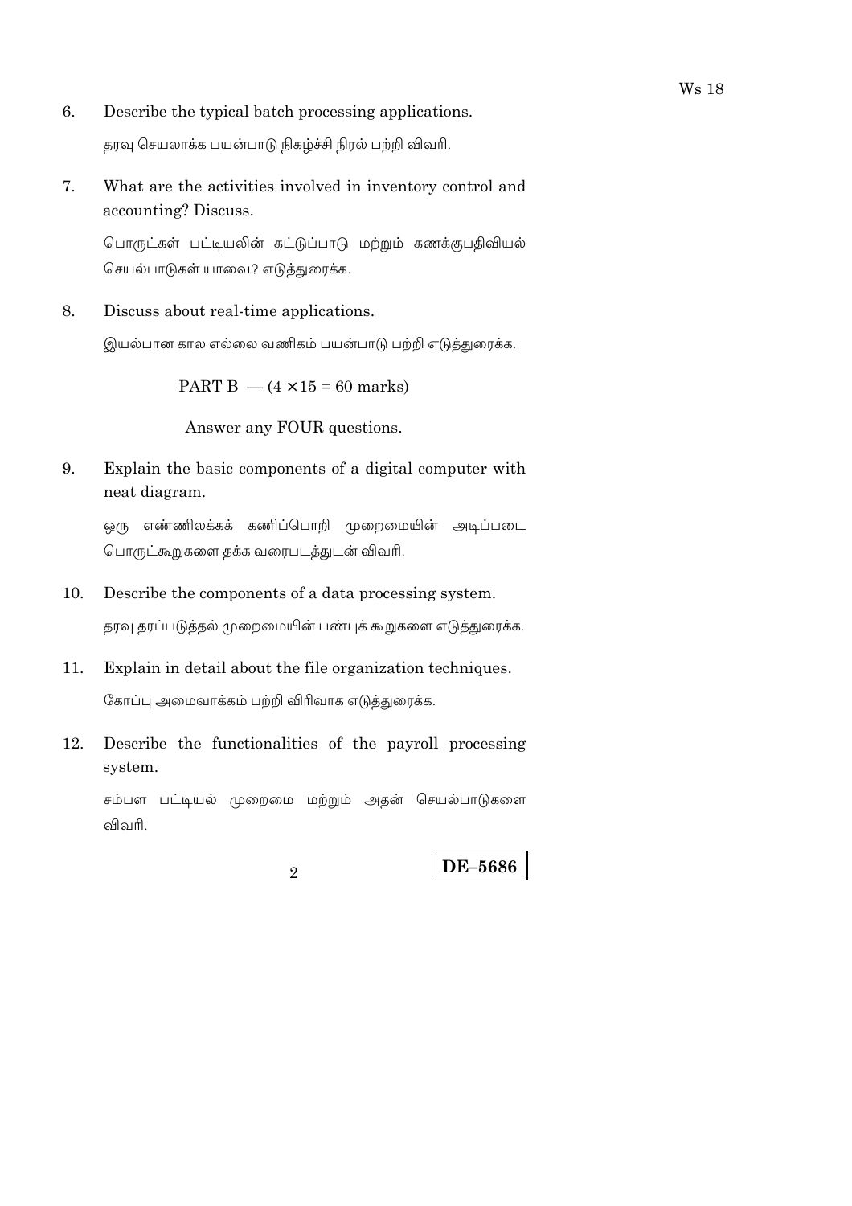6. Describe the typical batch processing applications.

   தரவு செயலாக்க பயன்பாடு நிகழ்ச்சி நிரல் பற்றி விவரி.

7. What are the activities involved in inventory control and accounting? Discuss.

   பொருட்கள் பட்டியலின் கட்டுப்பாடு மற்றும் கணக்குபதிவியல் செயல்பாடுகள் யாவை? எடுத்துரைக்க.

8. Discuss about real-time applications.

   இயல்பான கால எல்லை வணிகம் பயன்பாடு பற்றி எடுத்துரைக்க.

PART B — ($4 \times 15 = 60$ marks)

Answer any FOUR questions.

9. Explain the basic components of a digital computer with neat diagram.

   ஒரு எண்ணிலக்கக் கணிப்பொறி முறைமையின் அடிப்படை பொருட்கூறுகளை தக்க வரைபடத்துடன் விவரி.

10. Describe the components of a data processing system.

    தரவு தரப்படுத்தல் முறைமையின் பண்புக் கூறுகளை எடுத்துரைக்க.

11. Explain in detail about the file organization techniques.

    கோப்பு அமைவாக்கம் பற்றி விரிவாக எடுத்துரைக்க.

12. Describe the functionalities of the payroll processing system.

    சம்பள பட்டியல் முறைமை மற்றும் அதன் செயல்பாடுகளை விவரி.

**DE–5686**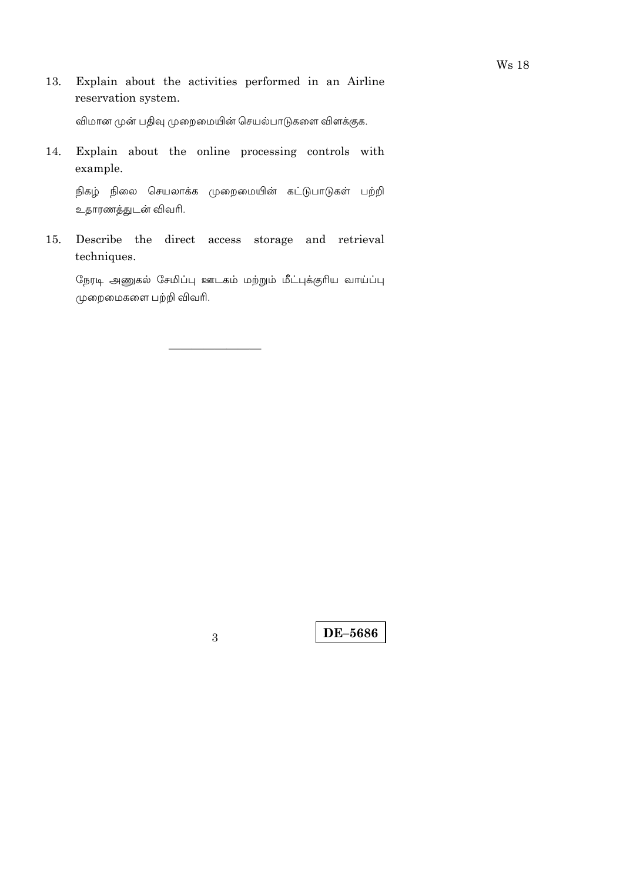13. Explain about the activities performed in an Airline reservation system.

    விமான முன் பதிவு முறைமையின் செயல்பாடுகளை விளக்குக.

14. Explain about the online processing controls with example.

    நிகழ் நிலை செயலாக்க முறைமையின் கட்டுபாடுகள் பற்றி உதாரணத்துடன் விவரி.

15. Describe the direct access storage and retrieval techniques.

    நேரடி அணுகல் சேமிப்பு ஊடகம் மற்றும் மீட்புக்குரிய வாய்ப்பு முறைமைகளை பற்றி விவரி.

———————